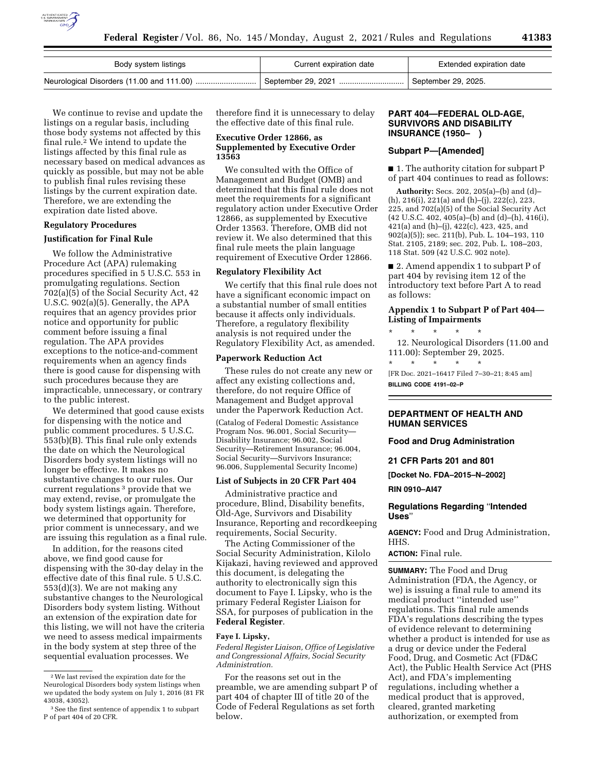| Body system listings | Current expiration date | Extended expiration date |
|---|---|---|
| Neurological Disorders (11.00 and 111.00) | September 29, 2021 | September 29, 2025. |

We continue to revise and update the listings on a regular basis, including those body systems not affected by this final rule.[2] We intend to update the listings affected by this final rule as necessary based on medical advances as quickly as possible, but may not be able to publish final rules revising these listings by the current expiration date. Therefore, we are extending the expiration date listed above.

### Regulatory Procedures

### Justification for Final Rule

We follow the Administrative Procedure Act (APA) rulemaking procedures specified in 5 U.S.C. 553 in promulgating regulations. Section 702(a)(5) of the Social Security Act, 42 U.S.C. 902(a)(5). Generally, the APA requires that an agency provides prior notice and opportunity for public comment before issuing a final regulation. The APA provides exceptions to the notice-and-comment requirements when an agency finds there is good cause for dispensing with such procedures because they are impracticable, unnecessary, or contrary to the public interest.

We determined that good cause exists for dispensing with the notice and public comment procedures. 5 U.S.C. 553(b)(B). This final rule only extends the date on which the Neurological Disorders body system listings will no longer be effective. It makes no substantive changes to our rules. Our current regulations[3] provide that we may extend, revise, or promulgate the body system listings again. Therefore, we determined that opportunity for prior comment is unnecessary, and we are issuing this regulation as a final rule.

In addition, for the reasons cited above, we find good cause for dispensing with the 30-day delay in the effective date of this final rule. 5 U.S.C. 553(d)(3). We are not making any substantive changes to the Neurological Disorders body system listing. Without an extension of the expiration date for this listing, we will not have the criteria we need to assess medical impairments in the body system at step three of the sequential evaluation processes. We therefore find it is unnecessary to delay the effective date of this final rule.

### Executive Order 12866, as Supplemented by Executive Order 13563

We consulted with the Office of Management and Budget (OMB) and determined that this final rule does not meet the requirements for a significant regulatory action under Executive Order 12866, as supplemented by Executive Order 13563. Therefore, OMB did not review it. We also determined that this final rule meets the plain language requirement of Executive Order 12866.

### Regulatory Flexibility Act

We certify that this final rule does not have a significant economic impact on a substantial number of small entities because it affects only individuals. Therefore, a regulatory flexibility analysis is not required under the Regulatory Flexibility Act, as amended.

### Paperwork Reduction Act

These rules do not create any new or affect any existing collections and, therefore, do not require Office of Management and Budget approval under the Paperwork Reduction Act.

(Catalog of Federal Domestic Assistance Program Nos. 96.001, Social Security—Disability Insurance; 96.002, Social Security—Retirement Insurance; 96.004, Social Security—Survivors Insurance; 96.006, Supplemental Security Income)

### List of Subjects in 20 CFR Part 404

Administrative practice and procedure, Blind, Disability benefits, Old-Age, Survivors and Disability Insurance, Reporting and recordkeeping requirements, Social Security.

The Acting Commissioner of the Social Security Administration, Kilolo Kijakazi, having reviewed and approved this document, is delegating the authority to electronically sign this document to Faye I. Lipsky, who is the primary Federal Register Liaison for SSA, for purposes of publication in the **Federal Register**.

**Faye I. Lipsky,**

*Federal Register Liaison, Office of Legislative and Congressional Affairs, Social Security Administration.*

For the reasons set out in the preamble, we are amending subpart P of part 404 of chapter III of title 20 of the Code of Federal Regulations as set forth below.

## PART 404—FEDERAL OLD-AGE, SURVIVORS AND DISABILITY INSURANCE (1950– )

### Subpart P—[Amended]

■ 1. The authority citation for subpart P of part 404 continues to read as follows:

**Authority:** Secs. 202, 205(a)–(b) and (d)–(h), 216(i), 221(a) and (h)–(j), 222(c), 223, 225, and 702(a)(5) of the Social Security Act (42 U.S.C. 402, 405(a)–(b) and (d)–(h), 416(i), 421(a) and (h)–(j), 422(c), 423, 425, and 902(a)(5)); sec. 211(b), Pub. L. 104–193, 110 Stat. 2105, 2189; sec. 202, Pub. L. 108–203, 118 Stat. 509 (42 U.S.C. 902 note).

■ 2. Amend appendix 1 to subpart P of part 404 by revising item 12 of the introductory text before Part A to read as follows:

### Appendix 1 to Subpart P of Part 404—Listing of Impairments

\* \* \* \* \*

12. Neurological Disorders (11.00 and 111.00): September 29, 2025.

\* \* \* \* \*

[FR Doc. 2021–16417 Filed 7–30–21; 8:45 am]

**BILLING CODE 4191–02–P**

## DEPARTMENT OF HEALTH AND HUMAN SERVICES

### Food and Drug Administration

### 21 CFR Parts 201 and 801

**[Docket No. FDA–2015–N–2002]**

**RIN 0910–AI47**

### Regulations Regarding "Intended Uses"

**AGENCY:** Food and Drug Administration, HHS.

**ACTION:** Final rule.

**SUMMARY:** The Food and Drug Administration (FDA, the Agency, or we) is issuing a final rule to amend its medical product "intended use" regulations. This final rule amends FDA's regulations describing the types of evidence relevant to determining whether a product is intended for use as a drug or device under the Federal Food, Drug, and Cosmetic Act (FD&C Act), the Public Health Service Act (PHS Act), and FDA's implementing regulations, including whether a medical product that is approved, cleared, granted marketing authorization, or exempted from

[2] We last revised the expiration date for the Neurological Disorders body system listings when we updated the body system on July 1, 2016 (81 FR 43038, 43052).

[3] See the first sentence of appendix 1 to subpart P of part 404 of 20 CFR.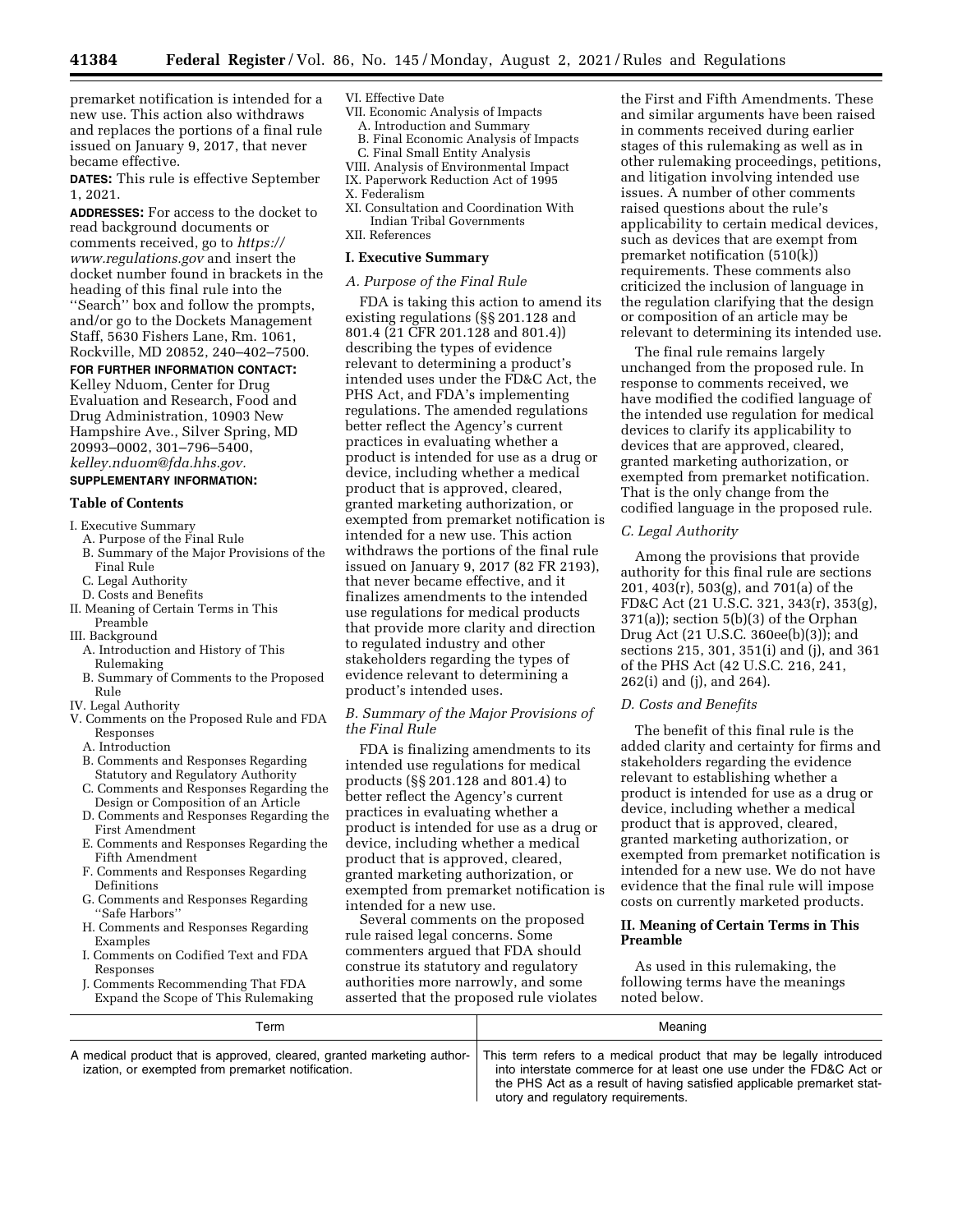premarket notification is intended for a new use. This action also withdraws and replaces the portions of a final rule issued on January 9, 2017, that never became effective.

**DATES:** This rule is effective September 1, 2021.

**ADDRESSES:** For access to the docket to read background documents or comments received, go to *https://www.regulations.gov* and insert the docket number found in brackets in the heading of this final rule into the ''Search'' box and follow the prompts, and/or go to the Dockets Management Staff, 5630 Fishers Lane, Rm. 1061, Rockville, MD 20852, 240–402–7500.

**FOR FURTHER INFORMATION CONTACT:** Kelley Nduom, Center for Drug Evaluation and Research, Food and Drug Administration, 10903 New Hampshire Ave., Silver Spring, MD 20993–0002, 301–796–5400, *kelley.nduom@fda.hhs.gov.*

**SUPPLEMENTARY INFORMATION:**

**Table of Contents**

- I. Executive Summary
  - A. Purpose of the Final Rule
  - B. Summary of the Major Provisions of the Final Rule
  - C. Legal Authority
  - D. Costs and Benefits
- II. Meaning of Certain Terms in This Preamble
- III. Background
  - A. Introduction and History of This Rulemaking
  - B. Summary of Comments to the Proposed Rule
- IV. Legal Authority
- V. Comments on the Proposed Rule and FDA Responses
  - A. Introduction
  - B. Comments and Responses Regarding Statutory and Regulatory Authority
  - C. Comments and Responses Regarding the Design or Composition of an Article
  - D. Comments and Responses Regarding the First Amendment
  - E. Comments and Responses Regarding the Fifth Amendment
  - F. Comments and Responses Regarding Definitions
  - G. Comments and Responses Regarding ''Safe Harbors''
  - H. Comments and Responses Regarding Examples
  - I. Comments on Codified Text and FDA Responses
  - J. Comments Recommending That FDA Expand the Scope of This Rulemaking
- VI. Effective Date
- VII. Economic Analysis of Impacts
  - A. Introduction and Summary
  - B. Final Economic Analysis of Impacts
  - C. Final Small Entity Analysis
- VIII. Analysis of Environmental Impact
- IX. Paperwork Reduction Act of 1995
- X. Federalism
- XI. Consultation and Coordination With Indian Tribal Governments
- XII. References

## I. Executive Summary

### A. Purpose of the Final Rule

FDA is taking this action to amend its existing regulations (§§ 201.128 and 801.4 (21 CFR 201.128 and 801.4)) describing the types of evidence relevant to determining a product's intended uses under the FD&C Act, the PHS Act, and FDA's implementing regulations. The amended regulations better reflect the Agency's current practices in evaluating whether a product is intended for use as a drug or device, including whether a medical product that is approved, cleared, granted marketing authorization, or exempted from premarket notification is intended for a new use. This action withdraws the portions of the final rule issued on January 9, 2017 (82 FR 2193), that never became effective, and it finalizes amendments to the intended use regulations for medical products that provide more clarity and direction to regulated industry and other stakeholders regarding the types of evidence relevant to determining a product's intended uses.

### B. Summary of the Major Provisions of the Final Rule

FDA is finalizing amendments to its intended use regulations for medical products (§§ 201.128 and 801.4) to better reflect the Agency's current practices in evaluating whether a product is intended for use as a drug or device, including whether a medical product that is approved, cleared, granted marketing authorization, or exempted from premarket notification is intended for a new use.

Several comments on the proposed rule raised legal concerns. Some commenters argued that FDA should construe its statutory and regulatory authorities more narrowly, and some asserted that the proposed rule violates the First and Fifth Amendments. These and similar arguments have been raised in comments received during earlier stages of this rulemaking as well as in other rulemaking proceedings, petitions, and litigation involving intended use issues. A number of other comments raised questions about the rule's applicability to certain medical devices, such as devices that are exempt from premarket notification (510(k)) requirements. These comments also criticized the inclusion of language in the regulation clarifying that the design or composition of an article may be relevant to determining its intended use.

The final rule remains largely unchanged from the proposed rule. In response to comments received, we have modified the codified language of the intended use regulation for medical devices to clarify its applicability to devices that are approved, cleared, granted marketing authorization, or exempted from premarket notification. That is the only change from the codified language in the proposed rule.

### C. Legal Authority

Among the provisions that provide authority for this final rule are sections 201, 403(r), 503(g), and 701(a) of the FD&C Act (21 U.S.C. 321, 343(r), 353(g), 371(a)); section 5(b)(3) of the Orphan Drug Act (21 U.S.C. 360ee(b)(3)); and sections 215, 301, 351(i) and (j), and 361 of the PHS Act (42 U.S.C. 216, 241, 262(i) and (j), and 264).

### D. Costs and Benefits

The benefit of this final rule is the added clarity and certainty for firms and stakeholders regarding the evidence relevant to establishing whether a product is intended for use as a drug or device, including whether a medical product that is approved, cleared, granted marketing authorization, or exempted from premarket notification is intended for a new use. We do not have evidence that the final rule will impose costs on currently marketed products.

## II. Meaning of Certain Terms in This Preamble

As used in this rulemaking, the following terms have the meanings noted below.

| Term | Meaning |
|---|---|
| A medical product that is approved, cleared, granted marketing authorization, or exempted from premarket notification. | This term refers to a medical product that may be legally introduced into interstate commerce for at least one use under the FD&C Act or the PHS Act as a result of having satisfied applicable premarket statutory and regulatory requirements. |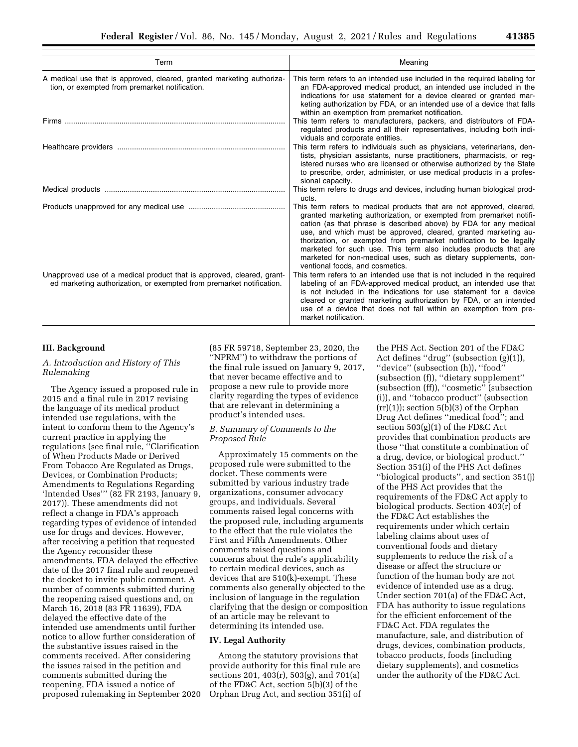| Term | Meaning |
| --- | --- |
| A medical use that is approved, cleared, granted marketing authorization, or exempted from premarket notification. | This term refers to an intended use included in the required labeling for an FDA-approved medical product, an intended use included in the indications for use statement for a device cleared or granted marketing authorization by FDA, or an intended use of a device that falls within an exemption from premarket notification. |
| Firms | This term refers to manufacturers, packers, and distributors of FDA-regulated products and all their representatives, including both individuals and corporate entities. |
| Healthcare providers | This term refers to individuals such as physicians, veterinarians, dentists, physician assistants, nurse practitioners, pharmacists, or registered nurses who are licensed or otherwise authorized by the State to prescribe, order, administer, or use medical products in a professional capacity. |
| Medical products | This term refers to drugs and devices, including human biological products. |
| Products unapproved for any medical use | This term refers to medical products that are not approved, cleared, granted marketing authorization, or exempted from premarket notification (as that phrase is described above) by FDA for any medical use, and which must be approved, cleared, granted marketing authorization, or exempted from premarket notification to be legally marketed for such use. This term also includes products that are marketed for non-medical uses, such as dietary supplements, conventional foods, and cosmetics. |
| Unapproved use of a medical product that is approved, cleared, granted marketing authorization, or exempted from premarket notification. | This term refers to an intended use that is not included in the required labeling of an FDA-approved medical product, an intended use that is not included in the indications for use statement for a device cleared or granted marketing authorization by FDA, or an intended use of a device that does not fall within an exemption from premarket notification. |

## III. Background

### A. Introduction and History of This Rulemaking

The Agency issued a proposed rule in 2015 and a final rule in 2017 revising the language of its medical product intended use regulations, with the intent to conform them to the Agency's current practice in applying the regulations (see final rule, ''Clarification of When Products Made or Derived From Tobacco Are Regulated as Drugs, Devices, or Combination Products; Amendments to Regulations Regarding 'Intended Uses''' (82 FR 2193, January 9, 2017)). These amendments did not reflect a change in FDA's approach regarding types of evidence of intended use for drugs and devices. However, after receiving a petition that requested the Agency reconsider these amendments, FDA delayed the effective date of the 2017 final rule and reopened the docket to invite public comment. A number of comments submitted during the reopening raised questions and, on March 16, 2018 (83 FR 11639), FDA delayed the effective date of the intended use amendments until further notice to allow further consideration of the substantive issues raised in the comments received. After considering the issues raised in the petition and comments submitted during the reopening, FDA issued a notice of proposed rulemaking in September 2020 (85 FR 59718, September 23, 2020, the ''NPRM'') to withdraw the portions of the final rule issued on January 9, 2017, that never became effective and to propose a new rule to provide more clarity regarding the types of evidence that are relevant in determining a product's intended uses.

### B. Summary of Comments to the Proposed Rule

Approximately 15 comments on the proposed rule were submitted to the docket. These comments were submitted by various industry trade organizations, consumer advocacy groups, and individuals. Several comments raised legal concerns with the proposed rule, including arguments to the effect that the rule violates the First and Fifth Amendments. Other comments raised questions and concerns about the rule's applicability to certain medical devices, such as devices that are 510(k)-exempt. These comments also generally objected to the inclusion of language in the regulation clarifying that the design or composition of an article may be relevant to determining its intended use.

## IV. Legal Authority

Among the statutory provisions that provide authority for this final rule are sections 201, 403(r), 503(g), and 701(a) of the FD&C Act, section 5(b)(3) of the Orphan Drug Act, and section 351(i) of the PHS Act. Section 201 of the FD&C Act defines ''drug'' (subsection (g)(1)), ''device'' (subsection (h)), ''food'' (subsection (f)), ''dietary supplement'' (subsection (ff)), ''cosmetic'' (subsection (i)), and ''tobacco product'' (subsection (rr)(1)); section 5(b)(3) of the Orphan Drug Act defines ''medical food''; and section 503(g)(1) of the FD&C Act provides that combination products are those ''that constitute a combination of a drug, device, or biological product.'' Section 351(i) of the PHS Act defines ''biological products'', and section 351(j) of the PHS Act provides that the requirements of the FD&C Act apply to biological products. Section 403(r) of the FD&C Act establishes the requirements under which certain labeling claims about uses of conventional foods and dietary supplements to reduce the risk of a disease or affect the structure or function of the human body are not evidence of intended use as a drug. Under section 701(a) of the FD&C Act, FDA has authority to issue regulations for the efficient enforcement of the FD&C Act. FDA regulates the manufacture, sale, and distribution of drugs, devices, combination products, tobacco products, foods (including dietary supplements), and cosmetics under the authority of the FD&C Act.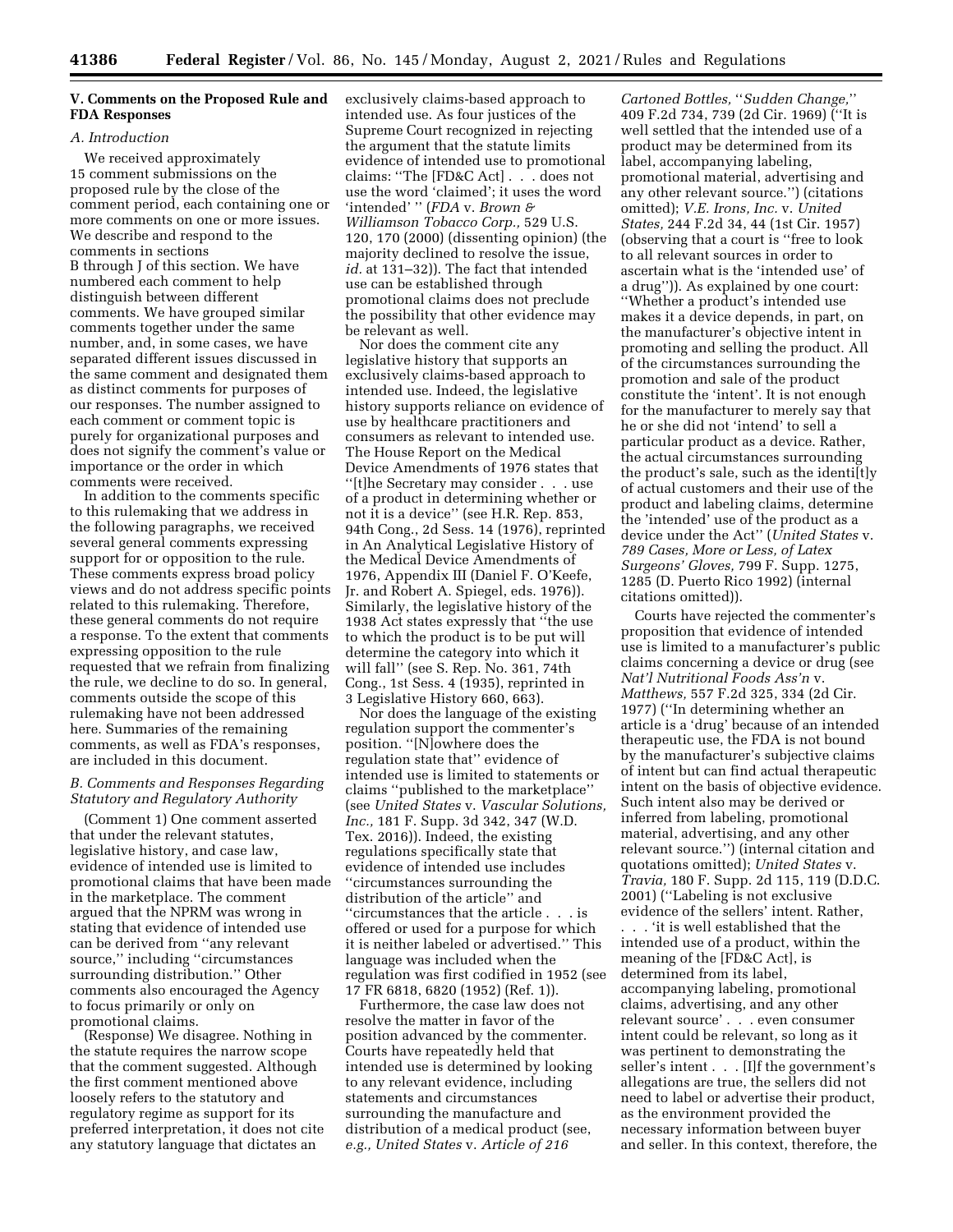## V. Comments on the Proposed Rule and FDA Responses

### A. Introduction

We received approximately 15 comment submissions on the proposed rule by the close of the comment period, each containing one or more comments on one or more issues. We describe and respond to the comments in sections B through J of this section. We have numbered each comment to help distinguish between different comments. We have grouped similar comments together under the same number, and, in some cases, we have separated different issues discussed in the same comment and designated them as distinct comments for purposes of our responses. The number assigned to each comment or comment topic is purely for organizational purposes and does not signify the comment's value or importance or the order in which comments were received.

In addition to the comments specific to this rulemaking that we address in the following paragraphs, we received several general comments expressing support for or opposition to the rule. These comments express broad policy views and do not address specific points related to this rulemaking. Therefore, these general comments do not require a response. To the extent that comments expressing opposition to the rule requested that we refrain from finalizing the rule, we decline to do so. In general, comments outside the scope of this rulemaking have not been addressed here. Summaries of the remaining comments, as well as FDA's responses, are included in this document.

### B. Comments and Responses Regarding Statutory and Regulatory Authority

(Comment 1) One comment asserted that under the relevant statutes, legislative history, and case law, evidence of intended use is limited to promotional claims that have been made in the marketplace. The comment argued that the NPRM was wrong in stating that evidence of intended use can be derived from "any relevant source," including "circumstances surrounding distribution." Other comments also encouraged the Agency to focus primarily or only on promotional claims.

(Response) We disagree. Nothing in the statute requires the narrow scope that the comment suggested. Although the first comment mentioned above loosely refers to the statutory and regulatory regime as support for its preferred interpretation, it does not cite any statutory language that dictates an exclusively claims-based approach to intended use. As four justices of the Supreme Court recognized in rejecting the argument that the statute limits evidence of intended use to promotional claims: "The [FD&C Act] . . . does not use the word 'claimed'; it uses the word 'intended' " (*FDA* v. *Brown & Williamson Tobacco Corp.,* 529 U.S. 120, 170 (2000) (dissenting opinion) (the majority declined to resolve the issue, *id.* at 131–32)). The fact that intended use can be established through promotional claims does not preclude the possibility that other evidence may be relevant as well.

Nor does the comment cite any legislative history that supports an exclusively claims-based approach to intended use. Indeed, the legislative history supports reliance on evidence of use by healthcare practitioners and consumers as relevant to intended use. The House Report on the Medical Device Amendments of 1976 states that "[t]he Secretary may consider . . . use of a product in determining whether or not it is a device" (see H.R. Rep. 853, 94th Cong., 2d Sess. 14 (1976), reprinted in An Analytical Legislative History of the Medical Device Amendments of 1976, Appendix III (Daniel F. O'Keefe, Jr. and Robert A. Spiegel, eds. 1976)). Similarly, the legislative history of the 1938 Act states expressly that "the use to which the product is to be put will determine the category into which it will fall" (see S. Rep. No. 361, 74th Cong., 1st Sess. 4 (1935), reprinted in 3 Legislative History 660, 663).

Nor does the language of the existing regulation support the commenter's position. "[N]owhere does the regulation state that" evidence of intended use is limited to statements or claims "published to the marketplace" (see *United States* v. *Vascular Solutions, Inc.,* 181 F. Supp. 3d 342, 347 (W.D. Tex. 2016)). Indeed, the existing regulations specifically state that evidence of intended use includes "circumstances surrounding the distribution of the article" and "circumstances that the article . . . is offered or used for a purpose for which it is neither labeled or advertised." This language was included when the regulation was first codified in 1952 (see 17 FR 6818, 6820 (1952) (Ref. 1)).

Furthermore, the case law does not resolve the matter in favor of the position advanced by the commenter. Courts have repeatedly held that intended use is determined by looking to any relevant evidence, including statements and circumstances surrounding the manufacture and distribution of a medical product (see, *e.g., United States* v. *Article of 216 Cartoned Bottles,* "*Sudden Change,*" 409 F.2d 734, 739 (2d Cir. 1969) ("It is well settled that the intended use of a product may be determined from its label, accompanying labeling, promotional material, advertising and any other relevant source.") (citations omitted); *V.E. Irons, Inc.* v. *United States,* 244 F.2d 34, 44 (1st Cir. 1957) (observing that a court is "free to look to all relevant sources in order to ascertain what is the 'intended use' of a drug")). As explained by one court: "Whether a product's intended use makes it a device depends, in part, on the manufacturer's objective intent in promoting and selling the product. All of the circumstances surrounding the promotion and sale of the product constitute the 'intent'. It is not enough for the manufacturer to merely say that he or she did not 'intend' to sell a particular product as a device. Rather, the actual circumstances surrounding the product's sale, such as the identi[t]y of actual customers and their use of the product and labeling claims, determine the 'intended' use of the product as a device under the Act" (*United States* v. *789 Cases, More or Less, of Latex Surgeons' Gloves,* 799 F. Supp. 1275, 1285 (D. Puerto Rico 1992) (internal citations omitted)).

Courts have rejected the commenter's proposition that evidence of intended use is limited to a manufacturer's public claims concerning a device or drug (see *Nat'l Nutritional Foods Ass'n* v. *Matthews,* 557 F.2d 325, 334 (2d Cir. 1977) ("In determining whether an article is a 'drug' because of an intended therapeutic use, the FDA is not bound by the manufacturer's subjective claims of intent but can find actual therapeutic intent on the basis of objective evidence. Such intent also may be derived or inferred from labeling, promotional material, advertising, and any other relevant source.") (internal citation and quotations omitted); *United States* v. *Travia,* 180 F. Supp. 2d 115, 119 (D.D.C. 2001) ("Labeling is not exclusive evidence of the sellers' intent. Rather, . . . 'it is well established that the intended use of a product, within the meaning of the [FD&C Act], is determined from its label, accompanying labeling, promotional claims, advertising, and any other relevant source' . . . even consumer intent could be relevant, so long as it was pertinent to demonstrating the seller's intent . . . [I]f the government's allegations are true, the sellers did not need to label or advertise their product, as the environment provided the necessary information between buyer and seller. In this context, therefore, the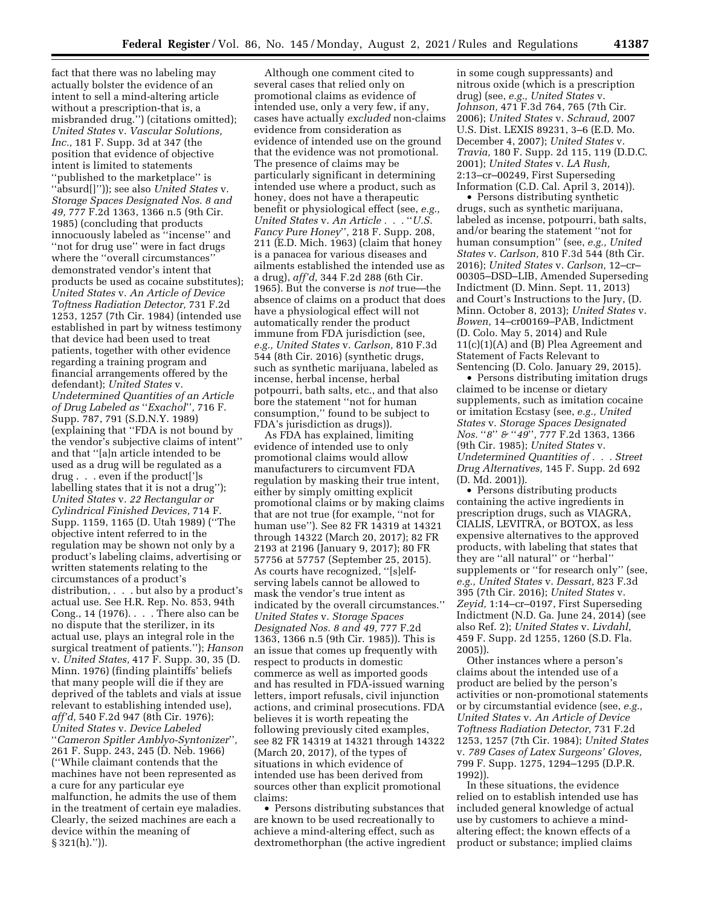fact that there was no labeling may actually bolster the evidence of an intent to sell a mind-altering article without a prescription-that is, a misbranded drug.'') (citations omitted); *United States* v. *Vascular Solutions, Inc.,* 181 F. Supp. 3d at 347 (the position that evidence of objective intent is limited to statements ''published to the marketplace'' is ''absurd[]'')); see also *United States* v. *Storage Spaces Designated Nos. 8 and 49,* 777 F.2d 1363, 1366 n.5 (9th Cir. 1985) (concluding that products innocuously labeled as ''incense'' and ''not for drug use'' were in fact drugs where the ''overall circumstances'' demonstrated vendor's intent that products be used as cocaine substitutes); *United States* v. *An Article of Device Toftness Radiation Detector,* 731 F.2d 1253, 1257 (7th Cir. 1984) (intended use established in part by witness testimony that device had been used to treat patients, together with other evidence regarding a training program and financial arrangements offered by the defendant); *United States* v. *Undetermined Quantities of an Article of Drug Labeled as* ''*Exachol*''*,* 716 F. Supp. 787, 791 (S.D.N.Y. 1989) (explaining that ''FDA is not bound by the vendor's subjective claims of intent'' and that ''[a]n article intended to be used as a drug will be regulated as a drug . . . even if the product[']s labelling states that it is not a drug''); *United States* v. *22 Rectangular or Cylindrical Finished Devices,* 714 F. Supp. 1159, 1165 (D. Utah 1989) (''The objective intent referred to in the regulation may be shown not only by a product's labeling claims, advertising or written statements relating to the circumstances of a product's distribution, . . . but also by a product's actual use. See H.R. Rep. No. 853, 94th Cong., 14 (1976). . . . There also can be no dispute that the sterilizer, in its actual use, plays an integral role in the surgical treatment of patients.''); *Hanson* v. *United States,* 417 F. Supp. 30, 35 (D. Minn. 1976) (finding plaintiffs' beliefs that many people will die if they are deprived of the tablets and vials at issue relevant to establishing intended use), *aff'd,* 540 F.2d 947 (8th Cir. 1976); *United States* v. *Device Labeled* ''*Cameron Spitler Amblyo-Syntonizer*''*,* 261 F. Supp. 243, 245 (D. Neb. 1966) (''While claimant contends that the machines have not been represented as a cure for any particular eye malfunction, he admits the use of them in the treatment of certain eye maladies. Clearly, the seized machines are each a device within the meaning of § 321(h).'')).

Although one comment cited to several cases that relied only on promotional claims as evidence of intended use, only a very few, if any, cases have actually *excluded* non-claims evidence from consideration as evidence of intended use on the ground that the evidence was not promotional. The presence of claims may be particularly significant in determining intended use where a product, such as honey, does not have a therapeutic benefit or physiological effect (see, *e.g., United States* v. *An Article . . .* ''*U.S. Fancy Pure Honey*''*,* 218 F. Supp. 208, 211 (E.D. Mich. 1963) (claim that honey is a panacea for various diseases and ailments established the intended use as a drug), *aff'd,* 344 F.2d 288 (6th Cir. 1965). But the converse is *not* true—the absence of claims on a product that does have a physiological effect will not automatically render the product immune from FDA jurisdiction (see, *e.g., United States* v. *Carlson,* 810 F.3d 544 (8th Cir. 2016) (synthetic drugs, such as synthetic marijuana, labeled as incense, herbal incense, herbal potpourri, bath salts, etc., and that also bore the statement ''not for human consumption,'' found to be subject to FDA's jurisdiction as drugs)).

As FDA has explained, limiting evidence of intended use to only promotional claims would allow manufacturers to circumvent FDA regulation by masking their true intent, either by simply omitting explicit promotional claims or by making claims that are not true (for example, ''not for human use''). See 82 FR 14319 at 14321 through 14322 (March 20, 2017); 82 FR 2193 at 2196 (January 9, 2017); 80 FR 57756 at 57757 (September 25, 2015). As courts have recognized, ''[s]elf-serving labels cannot be allowed to mask the vendor's true intent as indicated by the overall circumstances.'' *United States* v. *Storage Spaces Designated Nos. 8 and 49,* 777 F.2d 1363, 1366 n.5 (9th Cir. 1985)). This is an issue that comes up frequently with respect to products in domestic commerce as well as imported goods and has resulted in FDA-issued warning letters, import refusals, civil injunction actions, and criminal prosecutions. FDA believes it is worth repeating the following previously cited examples, see 82 FR 14319 at 14321 through 14322 (March 20, 2017), of the types of situations in which evidence of intended use has been derived from sources other than explicit promotional claims:

- Persons distributing substances that are known to be used recreationally to achieve a mind-altering effect, such as dextromethorphan (the active ingredient in some cough suppressants) and nitrous oxide (which is a prescription drug) (see, *e.g., United States* v. *Johnson,* 471 F.3d 764, 765 (7th Cir. 2006); *United States* v. *Schraud,* 2007 U.S. Dist. LEXIS 89231, 3–6 (E.D. Mo. December 4, 2007); *United States* v. *Travia,* 180 F. Supp. 2d 115, 119 (D.D.C. 2001); *United States* v. *LA Rush,* 2:13–cr–00249, First Superseding Information (C.D. Cal. April 3, 2014)).
- Persons distributing synthetic drugs, such as synthetic marijuana, labeled as incense, potpourri, bath salts, and/or bearing the statement ''not for human consumption'' (see, *e.g., United States* v. *Carlson,* 810 F.3d 544 (8th Cir. 2016); *United States* v. *Carlson,* 12–cr–00305–DSD–LIB, Amended Superseding Indictment (D. Minn. Sept. 11, 2013) and Court's Instructions to the Jury, (D. Minn. October 8, 2013); *United States* v. *Bowen,* 14–cr00169–PAB, Indictment (D. Colo. May 5, 2014) and Rule 11(c)(1)(A) and (B) Plea Agreement and Statement of Facts Relevant to Sentencing (D. Colo. January 29, 2015).
- Persons distributing imitation drugs claimed to be incense or dietary supplements, such as imitation cocaine or imitation Ecstasy (see, *e.g., United States* v. *Storage Spaces Designated Nos.* ''*8*'' *&* ''*49*''*,* 777 F.2d 1363, 1366 (9th Cir. 1985); *United States* v. *Undetermined Quantities of . . . Street Drug Alternatives,* 145 F. Supp. 2d 692 (D. Md. 2001)).
- Persons distributing products containing the active ingredients in prescription drugs, such as VIAGRA, CIALIS, LEVITRA, or BOTOX, as less expensive alternatives to the approved products, with labeling that states that they are ''all natural'' or ''herbal'' supplements or ''for research only'' (see, *e.g., United States* v. *Dessart,* 823 F.3d 395 (7th Cir. 2016); *United States* v. *Zeyid,* 1:14–cr–0197, First Superseding Indictment (N.D. Ga. June 24, 2014) (see also Ref. 2); *United States* v. *Livdahl,* 459 F. Supp. 2d 1255, 1260 (S.D. Fla. 2005)).

Other instances where a person's claims about the intended use of a product are belied by the person's activities or non-promotional statements or by circumstantial evidence (see, *e.g., United States* v. *An Article of Device Toftness Radiation Detector,* 731 F.2d 1253, 1257 (7th Cir. 1984); *United States* v. *789 Cases of Latex Surgeons' Gloves,* 799 F. Supp. 1275, 1294–1295 (D.P.R. 1992)).

In these situations, the evidence relied on to establish intended use has included general knowledge of actual use by customers to achieve a mind-altering effect; the known effects of a product or substance; implied claims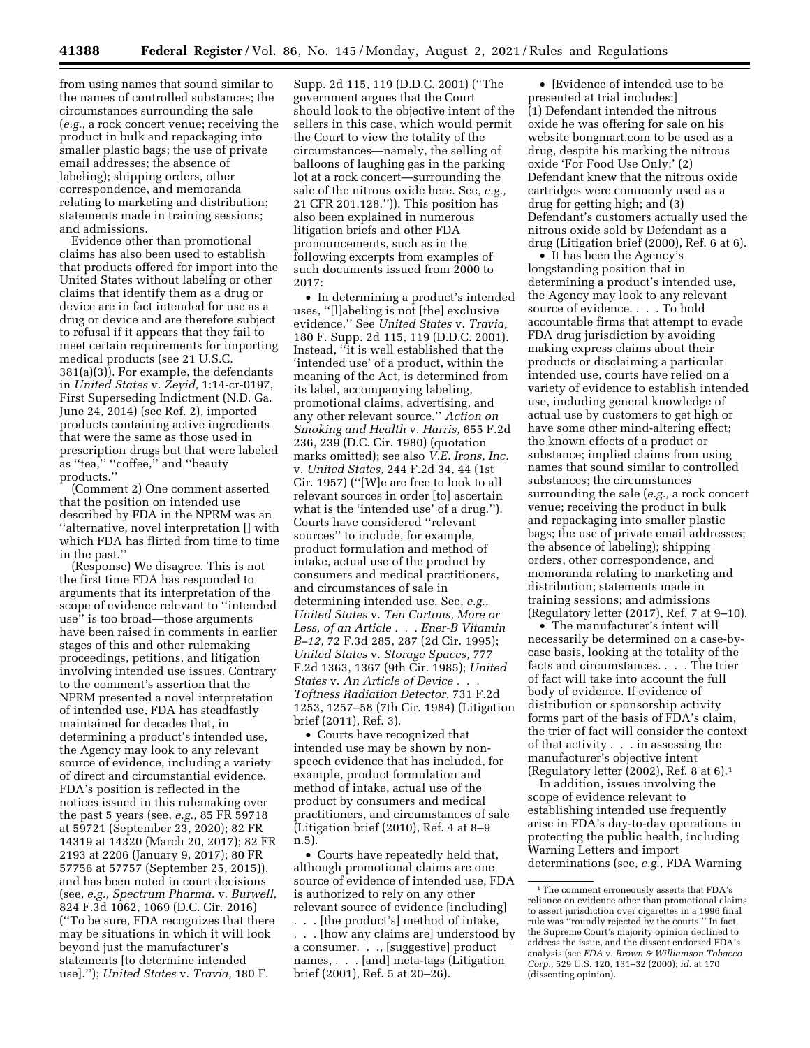from using names that sound similar to the names of controlled substances; the circumstances surrounding the sale (*e.g.,* a rock concert venue; receiving the product in bulk and repackaging into smaller plastic bags; the use of private email addresses; the absence of labeling); shipping orders, other correspondence, and memoranda relating to marketing and distribution; statements made in training sessions; and admissions.

Evidence other than promotional claims has also been used to establish that products offered for import into the United States without labeling or other claims that identify them as a drug or device are in fact intended for use as a drug or device and are therefore subject to refusal if it appears that they fail to meet certain requirements for importing medical products (see 21 U.S.C. 381(a)(3)). For example, the defendants in *United States* v. *Zeyid,* 1:14-cr-0197, First Superseding Indictment (N.D. Ga. June 24, 2014) (see Ref. 2), imported products containing active ingredients that were the same as those used in prescription drugs but that were labeled as ''tea,'' ''coffee,'' and ''beauty products.''

(Comment 2) One comment asserted that the position on intended use described by FDA in the NPRM was an ''alternative, novel interpretation [] with which FDA has flirted from time to time in the past.''

(Response) We disagree. This is not the first time FDA has responded to arguments that its interpretation of the scope of evidence relevant to ''intended use'' is too broad—those arguments have been raised in comments in earlier stages of this and other rulemaking proceedings, petitions, and litigation involving intended use issues. Contrary to the comment's assertion that the NPRM presented a novel interpretation of intended use, FDA has steadfastly maintained for decades that, in determining a product's intended use, the Agency may look to any relevant source of evidence, including a variety of direct and circumstantial evidence. FDA's position is reflected in the notices issued in this rulemaking over the past 5 years (see, *e.g.,* 85 FR 59718 at 59721 (September 23, 2020); 82 FR 14319 at 14320 (March 20, 2017); 82 FR 2193 at 2206 (January 9, 2017); 80 FR 57756 at 57757 (September 25, 2015)), and has been noted in court decisions (see, *e.g., Spectrum Pharma.* v. *Burwell,* 824 F.3d 1062, 1069 (D.C. Cir. 2016) (''To be sure, FDA recognizes that there may be situations in which it will look beyond just the manufacturer's statements [to determine intended use].''); *United States* v. *Travia,* 180 F. Supp. 2d 115, 119 (D.D.C. 2001) (''The government argues that the Court should look to the objective intent of the sellers in this case, which would permit the Court to view the totality of the circumstances—namely, the selling of balloons of laughing gas in the parking lot at a rock concert—surrounding the sale of the nitrous oxide here. See, *e.g.,* 21 CFR 201.128.'')). This position has also been explained in numerous litigation briefs and other FDA pronouncements, such as in the following excerpts from examples of such documents issued from 2000 to 2017:

- In determining a product's intended uses, ''[l]abeling is not [the] exclusive evidence.'' See *United States* v. *Travia,* 180 F. Supp. 2d 115, 119 (D.D.C. 2001). Instead, ''it is well established that the 'intended use' of a product, within the meaning of the Act, is determined from its label, accompanying labeling, promotional claims, advertising, and any other relevant source.'' *Action on Smoking and Health* v. *Harris,* 655 F.2d 236, 239 (D.C. Cir. 1980) (quotation marks omitted); see also *V.E. Irons, Inc.* v. *United States,* 244 F.2d 34, 44 (1st Cir. 1957) (''[W]e are free to look to all relevant sources in order [to] ascertain what is the 'intended use' of a drug.''). Courts have considered ''relevant sources'' to include, for example, product formulation and method of intake, actual use of the product by consumers and medical practitioners, and circumstances of sale in determining intended use. See, *e.g., United States* v. *Ten Cartons, More or Less, of an Article . . . Ener-B Vitamin B–12,* 72 F.3d 285, 287 (2d Cir. 1995); *United States* v. *Storage Spaces,* 777 F.2d 1363, 1367 (9th Cir. 1985); *United States* v. *An Article of Device . . . Toftness Radiation Detector,* 731 F.2d 1253, 1257–58 (7th Cir. 1984) (Litigation brief (2011), Ref. 3).
- Courts have recognized that intended use may be shown by non-speech evidence that has included, for example, product formulation and method of intake, actual use of the product by consumers and medical practitioners, and circumstances of sale (Litigation brief (2010), Ref. 4 at 8–9 n.5).
- Courts have repeatedly held that, although promotional claims are one source of evidence of intended use, FDA is authorized to rely on any other relevant source of evidence [including] . . . [the product's] method of intake, . . . [how any claims are] understood by a consumer. . ., [suggestive] product names, . . . [and] meta-tags (Litigation brief (2001), Ref. 5 at 20–26).
- [Evidence of intended use to be presented at trial includes:] (1) Defendant intended the nitrous oxide he was offering for sale on his website bongmart.com to be used as a drug, despite his marking the nitrous oxide 'For Food Use Only;' (2) Defendant knew that the nitrous oxide cartridges were commonly used as a drug for getting high; and (3) Defendant's customers actually used the nitrous oxide sold by Defendant as a drug (Litigation brief (2000), Ref. 6 at 6).
- It has been the Agency's longstanding position that in determining a product's intended use, the Agency may look to any relevant source of evidence. . . . To hold accountable firms that attempt to evade FDA drug jurisdiction by avoiding making express claims about their products or disclaiming a particular intended use, courts have relied on a variety of evidence to establish intended use, including general knowledge of actual use by customers to get high or have some other mind-altering effect; the known effects of a product or substance; implied claims from using names that sound similar to controlled substances; the circumstances surrounding the sale (*e.g.,* a rock concert venue; receiving the product in bulk and repackaging into smaller plastic bags; the use of private email addresses; the absence of labeling); shipping orders, other correspondence, and memoranda relating to marketing and distribution; statements made in training sessions; and admissions (Regulatory letter (2017), Ref. 7 at 9–10).
- The manufacturer's intent will necessarily be determined on a case-by-case basis, looking at the totality of the facts and circumstances. . . . The trier of fact will take into account the full body of evidence. If evidence of distribution or sponsorship activity forms part of the basis of FDA's claim, the trier of fact will consider the context of that activity . . . in assessing the manufacturer's objective intent (Regulatory letter (2002), Ref. 8 at 6).[1]

In addition, issues involving the scope of evidence relevant to establishing intended use frequently arise in FDA's day-to-day operations in protecting the public health, including Warning Letters and import determinations (see, *e.g.,* FDA Warning

[1] The comment erroneously asserts that FDA's reliance on evidence other than promotional claims to assert jurisdiction over cigarettes in a 1996 final rule was ''roundly rejected by the courts.'' In fact, the Supreme Court's majority opinion declined to address the issue, and the dissent endorsed FDA's analysis (see *FDA* v. *Brown & Williamson Tobacco Corp.,* 529 U.S. 120, 131–32 (2000); *id.* at 170 (dissenting opinion).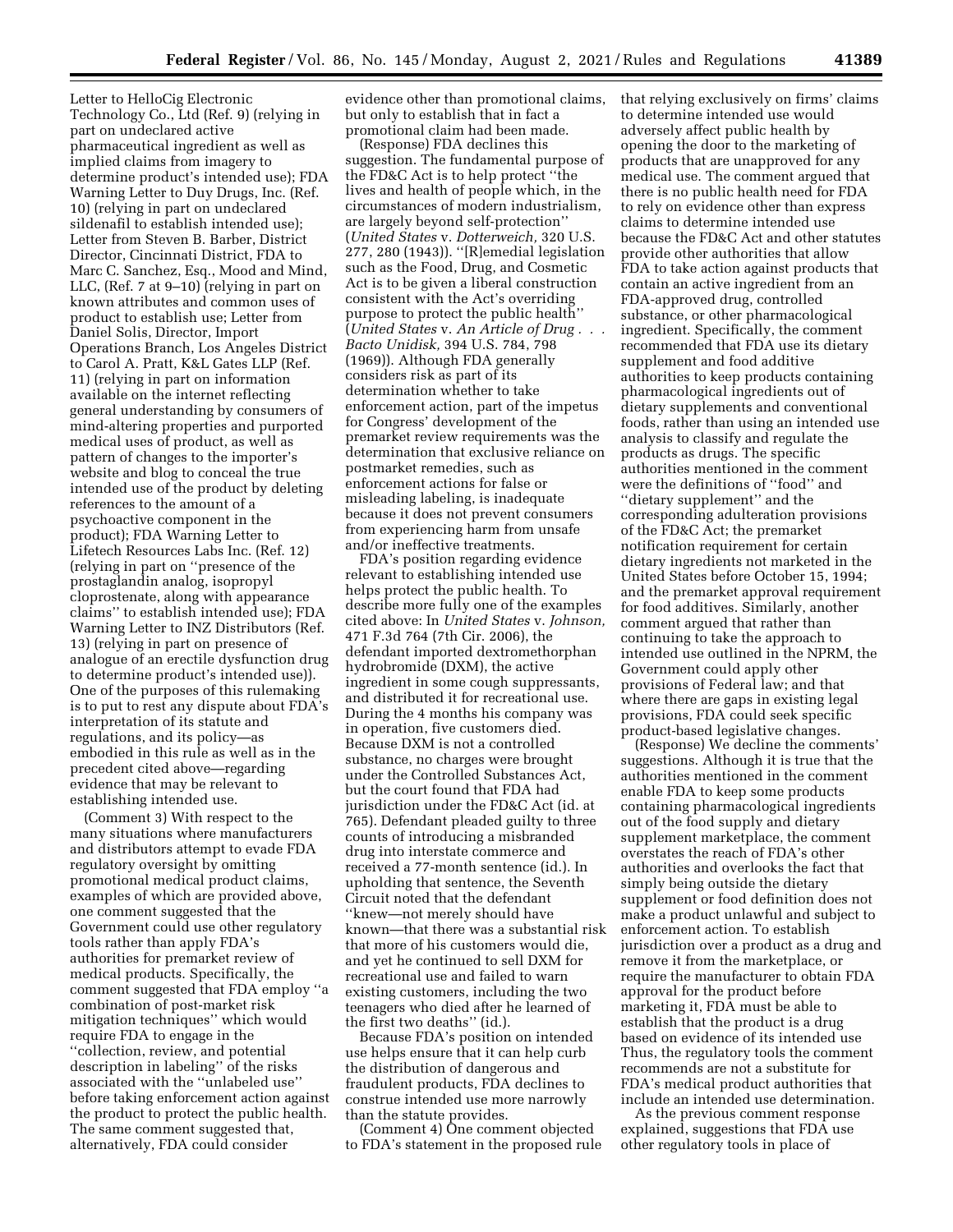Letter to HelloCig Electronic Technology Co., Ltd (Ref. 9) (relying in part on undeclared active pharmaceutical ingredient as well as implied claims from imagery to determine product's intended use); FDA Warning Letter to Duy Drugs, Inc. (Ref. 10) (relying in part on undeclared sildenafil to establish intended use); Letter from Steven B. Barber, District Director, Cincinnati District, FDA to Marc C. Sanchez, Esq., Mood and Mind, LLC, (Ref. 7 at 9–10) (relying in part on known attributes and common uses of product to establish use; Letter from Daniel Solis, Director, Import Operations Branch, Los Angeles District to Carol A. Pratt, K&L Gates LLP (Ref. 11) (relying in part on information available on the internet reflecting general understanding by consumers of mind-altering properties and purported medical uses of product, as well as pattern of changes to the importer's website and blog to conceal the true intended use of the product by deleting references to the amount of a psychoactive component in the product); FDA Warning Letter to Lifetech Resources Labs Inc. (Ref. 12) (relying in part on ''presence of the prostaglandin analog, isopropyl cloprostenate, along with appearance claims'' to establish intended use); FDA Warning Letter to INZ Distributors (Ref. 13) (relying in part on presence of analogue of an erectile dysfunction drug to determine product's intended use)). One of the purposes of this rulemaking is to put to rest any dispute about FDA's interpretation of its statute and regulations, and its policy—as embodied in this rule as well as in the precedent cited above—regarding evidence that may be relevant to establishing intended use.

(Comment 3) With respect to the many situations where manufacturers and distributors attempt to evade FDA regulatory oversight by omitting promotional medical product claims, examples of which are provided above, one comment suggested that the Government could use other regulatory tools rather than apply FDA's authorities for premarket review of medical products. Specifically, the comment suggested that FDA employ ''a combination of post-market risk mitigation techniques'' which would require FDA to engage in the ''collection, review, and potential description in labeling'' of the risks associated with the ''unlabeled use'' before taking enforcement action against the product to protect the public health. The same comment suggested that, alternatively, FDA could consider evidence other than promotional claims, but only to establish that in fact a promotional claim had been made.

(Response) FDA declines this suggestion. The fundamental purpose of the FD&C Act is to help protect ''the lives and health of people which, in the circumstances of modern industrialism, are largely beyond self-protection'' (*United States* v. *Dotterweich,* 320 U.S. 277, 280 (1943)). ''[R]emedial legislation such as the Food, Drug, and Cosmetic Act is to be given a liberal construction consistent with the Act's overriding purpose to protect the public health'' (*United States* v. *An Article of Drug . . . Bacto Unidisk,* 394 U.S. 784, 798 (1969)). Although FDA generally considers risk as part of its determination whether to take enforcement action, part of the impetus for Congress' development of the premarket review requirements was the determination that exclusive reliance on postmarket remedies, such as enforcement actions for false or misleading labeling, is inadequate because it does not prevent consumers from experiencing harm from unsafe and/or ineffective treatments.

FDA's position regarding evidence relevant to establishing intended use helps protect the public health. To describe more fully one of the examples cited above: In *United States* v. *Johnson,* 471 F.3d 764 (7th Cir. 2006), the defendant imported dextromethorphan hydrobromide (DXM), the active ingredient in some cough suppressants, and distributed it for recreational use. During the 4 months his company was in operation, five customers died. Because DXM is not a controlled substance, no charges were brought under the Controlled Substances Act, but the court found that FDA had jurisdiction under the FD&C Act (id. at 765). Defendant pleaded guilty to three counts of introducing a misbranded drug into interstate commerce and received a 77-month sentence (id.). In upholding that sentence, the Seventh Circuit noted that the defendant ''knew—not merely should have known—that there was a substantial risk that more of his customers would die, and yet he continued to sell DXM for recreational use and failed to warn existing customers, including the two teenagers who died after he learned of the first two deaths'' (id.).

Because FDA's position on intended use helps ensure that it can help curb the distribution of dangerous and fraudulent products, FDA declines to construe intended use more narrowly than the statute provides.

(Comment 4) One comment objected to FDA's statement in the proposed rule that relying exclusively on firms' claims to determine intended use would adversely affect public health by opening the door to the marketing of products that are unapproved for any medical use. The comment argued that there is no public health need for FDA to rely on evidence other than express claims to determine intended use because the FD&C Act and other statutes provide other authorities that allow FDA to take action against products that contain an active ingredient from an FDA-approved drug, controlled substance, or other pharmacological ingredient. Specifically, the comment recommended that FDA use its dietary supplement and food additive authorities to keep products containing pharmacological ingredients out of dietary supplements and conventional foods, rather than using an intended use analysis to classify and regulate the products as drugs. The specific authorities mentioned in the comment were the definitions of ''food'' and ''dietary supplement'' and the corresponding adulteration provisions of the FD&C Act; the premarket notification requirement for certain dietary ingredients not marketed in the United States before October 15, 1994; and the premarket approval requirement for food additives. Similarly, another comment argued that rather than continuing to take the approach to intended use outlined in the NPRM, the Government could apply other provisions of Federal law; and that where there are gaps in existing legal provisions, FDA could seek specific product-based legislative changes.

(Response) We decline the comments' suggestions. Although it is true that the authorities mentioned in the comment enable FDA to keep some products containing pharmacological ingredients out of the food supply and dietary supplement marketplace, the comment overstates the reach of FDA's other authorities and overlooks the fact that simply being outside the dietary supplement or food definition does not make a product unlawful and subject to enforcement action. To establish jurisdiction over a product as a drug and remove it from the marketplace, or require the manufacturer to obtain FDA approval for the product before marketing it, FDA must be able to establish that the product is a drug based on evidence of its intended use Thus, the regulatory tools the comment recommends are not a substitute for FDA's medical product authorities that include an intended use determination.

As the previous comment response explained, suggestions that FDA use other regulatory tools in place of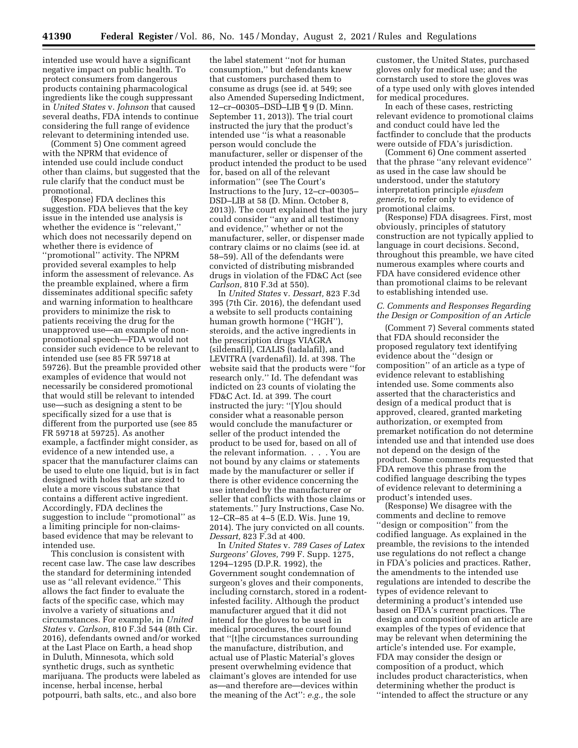intended use would have a significant negative impact on public health. To protect consumers from dangerous products containing pharmacological ingredients like the cough suppressant in *United States* v. *Johnson* that caused several deaths, FDA intends to continue considering the full range of evidence relevant to determining intended use.

(Comment 5) One comment agreed with the NPRM that evidence of intended use could include conduct other than claims, but suggested that the rule clarify that the conduct must be promotional.

(Response) FDA declines this suggestion. FDA believes that the key issue in the intended use analysis is whether the evidence is "relevant," which does not necessarily depend on whether there is evidence of "promotional" activity. The NPRM provided several examples to help inform the assessment of relevance. As the preamble explained, where a firm disseminates additional specific safety and warning information to healthcare providers to minimize the risk to patients receiving the drug for the unapproved use—an example of non-promotional speech—FDA would not consider such evidence to be relevant to intended use (see 85 FR 59718 at 59726). But the preamble provided other examples of evidence that would not necessarily be considered promotional that would still be relevant to intended use—such as designing a stent to be specifically sized for a use that is different from the purported use (see 85 FR 59718 at 59725). As another example, a factfinder might consider, as evidence of a new intended use, a spacer that the manufacturer claims can be used to elute one liquid, but is in fact designed with holes that are sized to elute a more viscous substance that contains a different active ingredient. Accordingly, FDA declines the suggestion to include "promotional" as a limiting principle for non-claims-based evidence that may be relevant to intended use.

This conclusion is consistent with recent case law. The case law describes the standard for determining intended use as "all relevant evidence." This allows the fact finder to evaluate the facts of the specific case, which may involve a variety of situations and circumstances. For example, in *United States* v. *Carlson,* 810 F.3d 544 (8th Cir. 2016), defendants owned and/or worked at the Last Place on Earth, a head shop in Duluth, Minnesota, which sold synthetic drugs, such as synthetic marijuana. The products were labeled as incense, herbal incense, herbal potpourri, bath salts, etc., and also bore the label statement "not for human consumption," but defendants knew that customers purchased them to consume as drugs (see id. at 549; see also Amended Superseding Indictment, 12–cr–00305–DSD–LIB ¶ 9 (D. Minn. September 11, 2013)). The trial court instructed the jury that the product's intended use "is what a reasonable person would conclude the manufacturer, seller or dispenser of the product intended the product to be used for, based on all of the relevant information" (see The Court's Instructions to the Jury, 12–cr–00305–DSD–LIB at 58 (D. Minn. October 8, 2013)). The court explained that the jury could consider "any and all testimony and evidence," whether or not the manufacturer, seller, or dispenser made contrary claims or no claims (see id. at 58–59). All of the defendants were convicted of distributing misbranded drugs in violation of the FD&C Act (see *Carlson,* 810 F.3d at 550).

In *United States* v. *Dessart,* 823 F.3d 395 (7th Cir. 2016), the defendant used a website to sell products containing human growth hormone ("HGH"), steroids, and the active ingredients in the prescription drugs VIAGRA (sildenafil), CIALIS (tadalafil), and LEVITRA (vardenafil). Id. at 398. The website said that the products were "for research only." Id. The defendant was indicted on 23 counts of violating the FD&C Act. Id. at 399. The court instructed the jury: "[Y]ou should consider what a reasonable person would conclude the manufacturer or seller of the product intended the product to be used for, based on all of the relevant information. . . . You are not bound by any claims or statements made by the manufacturer or seller if there is other evidence concerning the use intended by the manufacturer or seller that conflicts with those claims or statements." Jury Instructions, Case No. 12–CR–85 at 4–5 (E.D. Wis. June 19, 2014). The jury convicted on all counts. *Dessart,* 823 F.3d at 400.

In *United States* v. *789 Cases of Latex Surgeons' Gloves,* 799 F. Supp. 1275, 1294–1295 (D.P.R. 1992), the Government sought condemnation of surgeon's gloves and their components, including cornstarch, stored in a rodent-infested facility. Although the product manufacturer argued that it did not intend for the gloves to be used in medical procedures, the court found that "[t]he circumstances surrounding the manufacture, distribution, and actual use of Plastic Material's gloves present overwhelming evidence that claimant's gloves are intended for use as—and therefore are—devices within the meaning of the Act": *e.g.,* the sole customer, the United States, purchased gloves only for medical use; and the cornstarch used to store the gloves was of a type used only with gloves intended for medical procedures.

In each of these cases, restricting relevant evidence to promotional claims and conduct could have led the factfinder to conclude that the products were outside of FDA's jurisdiction.

(Comment 6) One comment asserted that the phrase "any relevant evidence" as used in the case law should be understood, under the statutory interpretation principle *ejusdem generis,* to refer only to evidence of promotional claims.

(Response) FDA disagrees. First, most obviously, principles of statutory construction are not typically applied to language in court decisions. Second, throughout this preamble, we have cited numerous examples where courts and FDA have considered evidence other than promotional claims to be relevant to establishing intended use.

### *C. Comments and Responses Regarding the Design or Composition of an Article*

(Comment 7) Several comments stated that FDA should reconsider the proposed regulatory text identifying evidence about the "design or composition" of an article as a type of evidence relevant to establishing intended use. Some comments also asserted that the characteristics and design of a medical product that is approved, cleared, granted marketing authorization, or exempted from premarket notification do not determine intended use and that intended use does not depend on the design of the product. Some comments requested that FDA remove this phrase from the codified language describing the types of evidence relevant to determining a product's intended uses.

(Response) We disagree with the comments and decline to remove "design or composition" from the codified language. As explained in the preamble, the revisions to the intended use regulations do not reflect a change in FDA's policies and practices. Rather, the amendments to the intended use regulations are intended to describe the types of evidence relevant to determining a product's intended use based on FDA's current practices. The design and composition of an article are examples of the types of evidence that may be relevant when determining the article's intended use. For example, FDA may consider the design or composition of a product, which includes product characteristics, when determining whether the product is "intended to affect the structure or any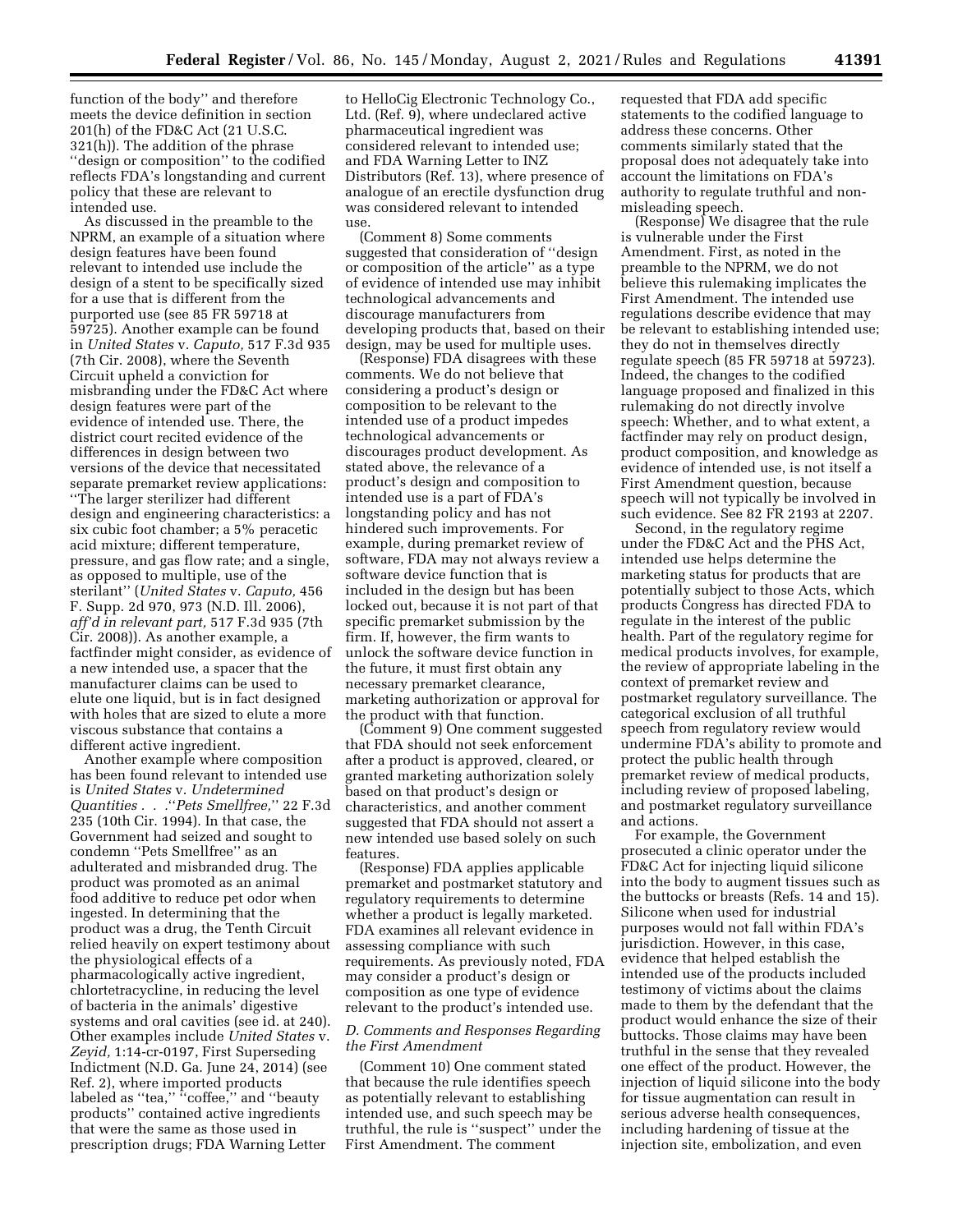function of the body'' and therefore meets the device definition in section 201(h) of the FD&C Act (21 U.S.C. 321(h)). The addition of the phrase ''design or composition'' to the codified reflects FDA's longstanding and current policy that these are relevant to intended use.

As discussed in the preamble to the NPRM, an example of a situation where design features have been found relevant to intended use include the design of a stent to be specifically sized for a use that is different from the purported use (see 85 FR 59718 at 59725). Another example can be found in *United States* v. *Caputo,* 517 F.3d 935 (7th Cir. 2008), where the Seventh Circuit upheld a conviction for misbranding under the FD&C Act where design features were part of the evidence of intended use. There, the district court recited evidence of the differences in design between two versions of the device that necessitated separate premarket review applications: ''The larger sterilizer had different design and engineering characteristics: a six cubic foot chamber; a 5% peracetic acid mixture; different temperature, pressure, and gas flow rate; and a single, as opposed to multiple, use of the sterilant'' (*United States* v. *Caputo,* 456 F. Supp. 2d 970, 973 (N.D. Ill. 2006), *aff'd in relevant part,* 517 F.3d 935 (7th Cir. 2008)). As another example, a factfinder might consider, as evidence of a new intended use, a spacer that the manufacturer claims can be used to elute one liquid, but is in fact designed with holes that are sized to elute a more viscous substance that contains a different active ingredient.

Another example where composition has been found relevant to intended use is *United States* v. *Undetermined Quantities . . .''Pets Smellfree,''* 22 F.3d 235 (10th Cir. 1994). In that case, the Government had seized and sought to condemn ''Pets Smellfree'' as an adulterated and misbranded drug. The product was promoted as an animal food additive to reduce pet odor when ingested. In determining that the product was a drug, the Tenth Circuit relied heavily on expert testimony about the physiological effects of a pharmacologically active ingredient, chlortetracycline, in reducing the level of bacteria in the animals' digestive systems and oral cavities (see id. at 240). Other examples include *United States* v. *Zeyid,* 1:14-cr-0197, First Superseding Indictment (N.D. Ga. June 24, 2014) (see Ref. 2), where imported products labeled as ''tea,'' ''coffee,'' and ''beauty products'' contained active ingredients that were the same as those used in prescription drugs; FDA Warning Letter to HelloCig Electronic Technology Co., Ltd. (Ref. 9), where undeclared active pharmaceutical ingredient was considered relevant to intended use; and FDA Warning Letter to INZ Distributors (Ref. 13), where presence of analogue of an erectile dysfunction drug was considered relevant to intended use.

(Comment 8) Some comments suggested that consideration of ''design or composition of the article'' as a type of evidence of intended use may inhibit technological advancements and discourage manufacturers from developing products that, based on their design, may be used for multiple uses.

(Response) FDA disagrees with these comments. We do not believe that considering a product's design or composition to be relevant to the intended use of a product impedes technological advancements or discourages product development. As stated above, the relevance of a product's design and composition to intended use is a part of FDA's longstanding policy and has not hindered such improvements. For example, during premarket review of software, FDA may not always review a software device function that is included in the design but has been locked out, because it is not part of that specific premarket submission by the firm. If, however, the firm wants to unlock the software device function in the future, it must first obtain any necessary premarket clearance, marketing authorization or approval for the product with that function.

(Comment 9) One comment suggested that FDA should not seek enforcement after a product is approved, cleared, or granted marketing authorization solely based on that product's design or characteristics, and another comment suggested that FDA should not assert a new intended use based solely on such features.

(Response) FDA applies applicable premarket and postmarket statutory and regulatory requirements to determine whether a product is legally marketed. FDA examines all relevant evidence in assessing compliance with such requirements. As previously noted, FDA may consider a product's design or composition as one type of evidence relevant to the product's intended use.

### *D. Comments and Responses Regarding the First Amendment*

(Comment 10) One comment stated that because the rule identifies speech as potentially relevant to establishing intended use, and such speech may be truthful, the rule is ''suspect'' under the First Amendment. The comment requested that FDA add specific statements to the codified language to address these concerns. Other comments similarly stated that the proposal does not adequately take into account the limitations on FDA's authority to regulate truthful and non-misleading speech.

(Response) We disagree that the rule is vulnerable under the First Amendment. First, as noted in the preamble to the NPRM, we do not believe this rulemaking implicates the First Amendment. The intended use regulations describe evidence that may be relevant to establishing intended use; they do not in themselves directly regulate speech (85 FR 59718 at 59723). Indeed, the changes to the codified language proposed and finalized in this rulemaking do not directly involve speech: Whether, and to what extent, a factfinder may rely on product design, product composition, and knowledge as evidence of intended use, is not itself a First Amendment question, because speech will not typically be involved in such evidence. See 82 FR 2193 at 2207.

Second, in the regulatory regime under the FD&C Act and the PHS Act, intended use helps determine the marketing status for products that are potentially subject to those Acts, which products Congress has directed FDA to regulate in the interest of the public health. Part of the regulatory regime for medical products involves, for example, the review of appropriate labeling in the context of premarket review and postmarket regulatory surveillance. The categorical exclusion of all truthful speech from regulatory review would undermine FDA's ability to promote and protect the public health through premarket review of medical products, including review of proposed labeling, and postmarket regulatory surveillance and actions.

For example, the Government prosecuted a clinic operator under the FD&C Act for injecting liquid silicone into the body to augment tissues such as the buttocks or breasts (Refs. 14 and 15). Silicone when used for industrial purposes would not fall within FDA's jurisdiction. However, in this case, evidence that helped establish the intended use of the products included testimony of victims about the claims made to them by the defendant that the product would enhance the size of their buttocks. Those claims may have been truthful in the sense that they revealed one effect of the product. However, the injection of liquid silicone into the body for tissue augmentation can result in serious adverse health consequences, including hardening of tissue at the injection site, embolization, and even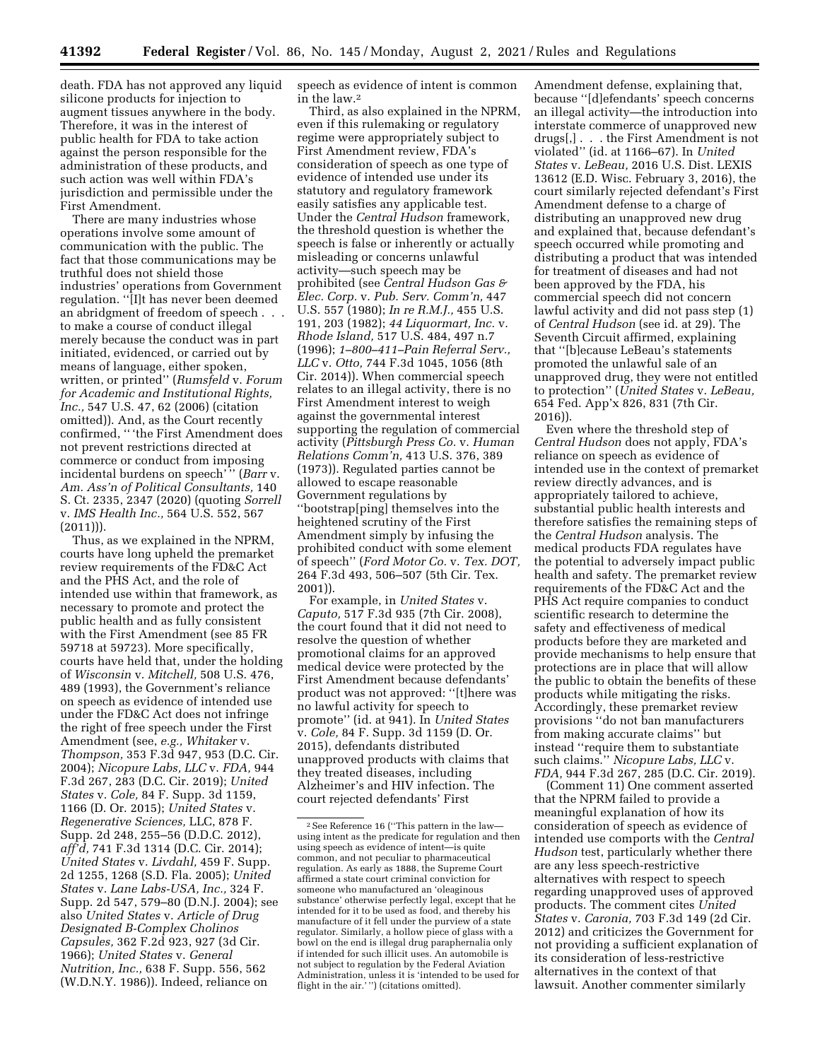death. FDA has not approved any liquid silicone products for injection to augment tissues anywhere in the body. Therefore, it was in the interest of public health for FDA to take action against the person responsible for the administration of these products, and such action was well within FDA's jurisdiction and permissible under the First Amendment.

There are many industries whose operations involve some amount of communication with the public. The fact that those communications may be truthful does not shield those industries' operations from Government regulation. "[I]t has never been deemed an abridgment of freedom of speech . . . to make a course of conduct illegal merely because the conduct was in part initiated, evidenced, or carried out by means of language, either spoken, written, or printed" (*Rumsfeld* v. *Forum for Academic and Institutional Rights, Inc.,* 547 U.S. 47, 62 (2006) (citation omitted)). And, as the Court recently confirmed, " 'the First Amendment does not prevent restrictions directed at commerce or conduct from imposing incidental burdens on speech' " (*Barr* v. *Am. Ass'n of Political Consultants,* 140 S. Ct. 2335, 2347 (2020) (quoting *Sorrell* v. *IMS Health Inc.,* 564 U.S. 552, 567 (2011))).

Thus, as we explained in the NPRM, courts have long upheld the premarket review requirements of the FD&C Act and the PHS Act, and the role of intended use within that framework, as necessary to promote and protect the public health and as fully consistent with the First Amendment (see 85 FR 59718 at 59723). More specifically, courts have held that, under the holding of *Wisconsin* v. *Mitchell,* 508 U.S. 476, 489 (1993), the Government's reliance on speech as evidence of intended use under the FD&C Act does not infringe the right of free speech under the First Amendment (see, *e.g., Whitaker* v. *Thompson,* 353 F.3d 947, 953 (D.C. Cir. 2004); *Nicopure Labs, LLC* v. *FDA,* 944 F.3d 267, 283 (D.C. Cir. 2019); *United States* v. *Cole,* 84 F. Supp. 3d 1159, 1166 (D. Or. 2015); *United States* v. *Regenerative Sciences,* LLC, 878 F. Supp. 2d 248, 255–56 (D.D.C. 2012), *aff'd,* 741 F.3d 1314 (D.C. Cir. 2014); *United States* v. *Livdahl,* 459 F. Supp. 2d 1255, 1268 (S.D. Fla. 2005); *United States* v. *Lane Labs-USA, Inc.,* 324 F. Supp. 2d 547, 579–80 (D.N.J. 2004); see also *United States* v. *Article of Drug Designated B-Complex Cholinos Capsules,* 362 F.2d 923, 927 (3d Cir. 1966); *United States* v. *General Nutrition, Inc.,* 638 F. Supp. 556, 562 (W.D.N.Y. 1986)). Indeed, reliance on speech as evidence of intent is common in the law.[2]

Third, as also explained in the NPRM, even if this rulemaking or regulatory regime were appropriately subject to First Amendment review, FDA's consideration of speech as one type of evidence of intended use under its statutory and regulatory framework easily satisfies any applicable test. Under the *Central Hudson* framework, the threshold question is whether the speech is false or inherently or actually misleading or concerns unlawful activity—such speech may be prohibited (see *Central Hudson Gas & Elec. Corp.* v. *Pub. Serv. Comm'n,* 447 U.S. 557 (1980); *In re R.M.J.,* 455 U.S. 191, 203 (1982); *44 Liquormart, Inc.* v. *Rhode Island,* 517 U.S. 484, 497 n.7 (1996); *1–800–411–Pain Referral Serv., LLC* v. *Otto,* 744 F.3d 1045, 1056 (8th Cir. 2014)). When commercial speech relates to an illegal activity, there is no First Amendment interest to weigh against the governmental interest supporting the regulation of commercial activity (*Pittsburgh Press Co.* v. *Human Relations Comm'n,* 413 U.S. 376, 389 (1973)). Regulated parties cannot be allowed to escape reasonable Government regulations by "bootstrap[ping] themselves into the heightened scrutiny of the First Amendment simply by infusing the prohibited conduct with some element of speech" (*Ford Motor Co.* v. *Tex. DOT,* 264 F.3d 493, 506–507 (5th Cir. Tex. 2001)).

For example, in *United States* v. *Caputo,* 517 F.3d 935 (7th Cir. 2008), the court found that it did not need to resolve the question of whether promotional claims for an approved medical device were protected by the First Amendment because defendants' product was not approved: "[t]here was no lawful activity for speech to promote" (id. at 941). In *United States* v. *Cole,* 84 F. Supp. 3d 1159 (D. Or. 2015), defendants distributed unapproved products with claims that they treated diseases, including Alzheimer's and HIV infection. The court rejected defendants' First Amendment defense, explaining that, because "[d]efendants' speech concerns an illegal activity—the introduction into interstate commerce of unapproved new drugs[,] . . . the First Amendment is not violated" (id. at 1166–67). In *United States* v. *LeBeau,* 2016 U.S. Dist. LEXIS 13612 (E.D. Wisc. February 3, 2016), the court similarly rejected defendant's First Amendment defense to a charge of distributing an unapproved new drug and explained that, because defendant's speech occurred while promoting and distributing a product that was intended for treatment of diseases and had not been approved by the FDA, his commercial speech did not concern lawful activity and did not pass step (1) of *Central Hudson* (see id. at 29). The Seventh Circuit affirmed, explaining that "[b]ecause LeBeau's statements promoted the unlawful sale of an unapproved drug, they were not entitled to protection" (*United States* v. *LeBeau,* 654 Fed. App'x 826, 831 (7th Cir. 2016)).

Even where the threshold step of *Central Hudson* does not apply, FDA's reliance on speech as evidence of intended use in the context of premarket review directly advances, and is appropriately tailored to achieve, substantial public health interests and therefore satisfies the remaining steps of the *Central Hudson* analysis. The medical products FDA regulates have the potential to adversely impact public health and safety. The premarket review requirements of the FD&C Act and the PHS Act require companies to conduct scientific research to determine the safety and effectiveness of medical products before they are marketed and provide mechanisms to help ensure that protections are in place that will allow the public to obtain the benefits of these products while mitigating the risks. Accordingly, these premarket review provisions "do not ban manufacturers from making accurate claims" but instead "require them to substantiate such claims." *Nicopure Labs, LLC* v. *FDA,* 944 F.3d 267, 285 (D.C. Cir. 2019).

(Comment 11) One comment asserted that the NPRM failed to provide a meaningful explanation of how its consideration of speech as evidence of intended use comports with the *Central Hudson* test, particularly whether there are any less speech-restrictive alternatives with respect to speech regarding unapproved uses of approved products. The comment cites *United States* v. *Caronia,* 703 F.3d 149 (2d Cir. 2012) and criticizes the Government for not providing a sufficient explanation of its consideration of less-restrictive alternatives in the context of that lawsuit. Another commenter similarly

---

[2] See Reference 16 ("This pattern in the law—using intent as the predicate for regulation and then using speech as evidence of intent—is quite common, and not peculiar to pharmaceutical regulation. As early as 1888, the Supreme Court affirmed a state court criminal conviction for someone who manufactured an 'oleaginous substance' otherwise perfectly legal, except that he intended for it to be used as food, and thereby his manufacture of it fell under the purview of a state regulator. Similarly, a hollow piece of glass with a bowl on the end is illegal drug paraphernalia only if intended for such illicit uses. An automobile is not subject to regulation by the Federal Aviation Administration, unless it is 'intended to be used for flight in the air.' ") (citations omitted).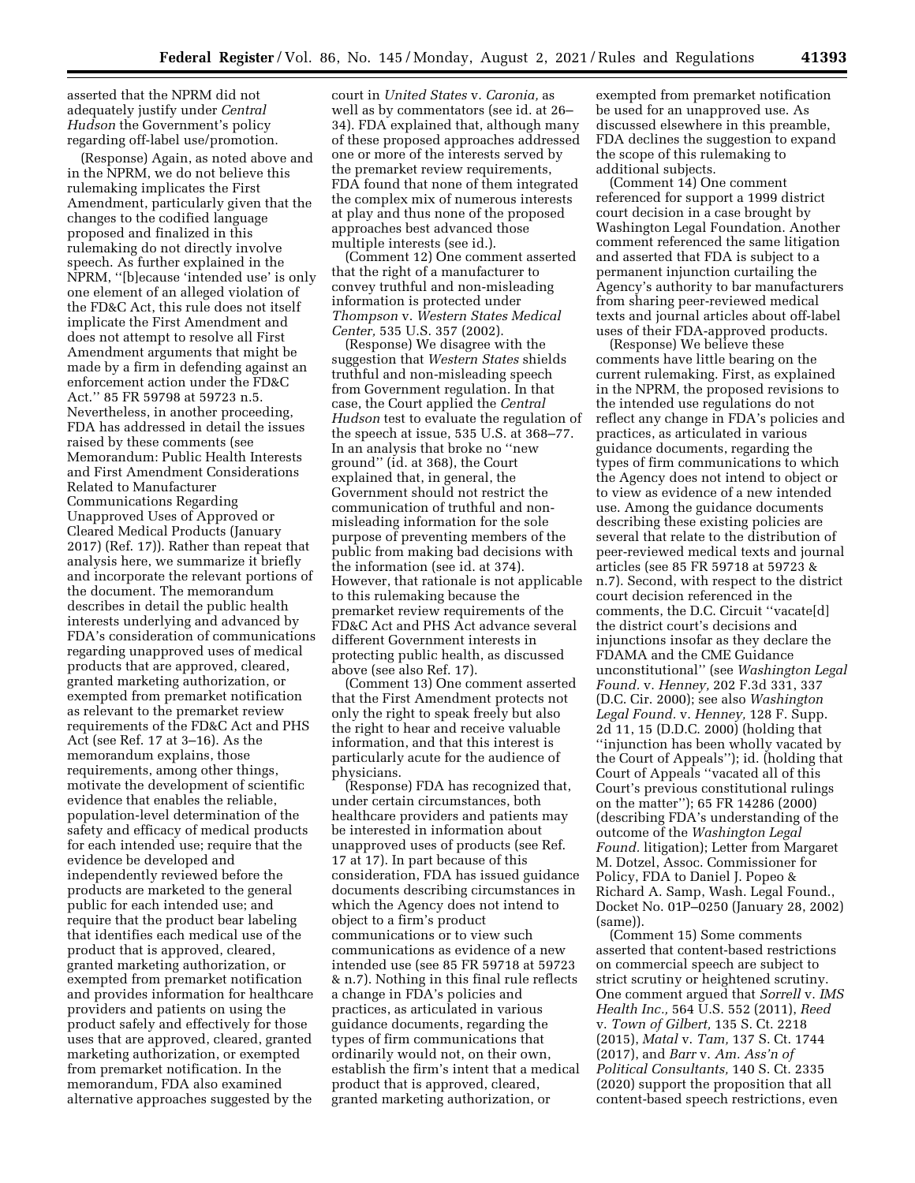asserted that the NPRM did not adequately justify under *Central Hudson* the Government's policy regarding off-label use/promotion.

(Response) Again, as noted above and in the NPRM, we do not believe this rulemaking implicates the First Amendment, particularly given that the changes to the codified language proposed and finalized in this rulemaking do not directly involve speech. As further explained in the NPRM, ''[b]ecause 'intended use' is only one element of an alleged violation of the FD&C Act, this rule does not itself implicate the First Amendment and does not attempt to resolve all First Amendment arguments that might be made by a firm in defending against an enforcement action under the FD&C Act.'' 85 FR 59798 at 59723 n.5. Nevertheless, in another proceeding, FDA has addressed in detail the issues raised by these comments (see Memorandum: Public Health Interests and First Amendment Considerations Related to Manufacturer Communications Regarding Unapproved Uses of Approved or Cleared Medical Products (January 2017) (Ref. 17)). Rather than repeat that analysis here, we summarize it briefly and incorporate the relevant portions of the document. The memorandum describes in detail the public health interests underlying and advanced by FDA's consideration of communications regarding unapproved uses of medical products that are approved, cleared, granted marketing authorization, or exempted from premarket notification as relevant to the premarket review requirements of the FD&C Act and PHS Act (see Ref. 17 at 3–16). As the memorandum explains, those requirements, among other things, motivate the development of scientific evidence that enables the reliable, population-level determination of the safety and efficacy of medical products for each intended use; require that the evidence be developed and independently reviewed before the products are marketed to the general public for each intended use; and require that the product bear labeling that identifies each medical use of the product that is approved, cleared, granted marketing authorization, or exempted from premarket notification and provides information for healthcare providers and patients on using the product safely and effectively for those uses that are approved, cleared, granted marketing authorization, or exempted from premarket notification. In the memorandum, FDA also examined alternative approaches suggested by the court in *United States* v. *Caronia,* as well as by commentators (see id. at 26–34). FDA explained that, although many of these proposed approaches addressed one or more of the interests served by the premarket review requirements, FDA found that none of them integrated the complex mix of numerous interests at play and thus none of the proposed approaches best advanced those multiple interests (see id.).

(Comment 12) One comment asserted that the right of a manufacturer to convey truthful and non-misleading information is protected under *Thompson* v. *Western States Medical Center,* 535 U.S. 357 (2002).

(Response) We disagree with the suggestion that *Western States* shields truthful and non-misleading speech from Government regulation. In that case, the Court applied the *Central Hudson* test to evaluate the regulation of the speech at issue, 535 U.S. at 368–77. In an analysis that broke no ''new ground'' (id. at 368), the Court explained that, in general, the Government should not restrict the communication of truthful and non-misleading information for the sole purpose of preventing members of the public from making bad decisions with the information (see id. at 374). However, that rationale is not applicable to this rulemaking because the premarket review requirements of the FD&C Act and PHS Act advance several different Government interests in protecting public health, as discussed above (see also Ref. 17).

(Comment 13) One comment asserted that the First Amendment protects not only the right to speak freely but also the right to hear and receive valuable information, and that this interest is particularly acute for the audience of physicians.

(Response) FDA has recognized that, under certain circumstances, both healthcare providers and patients may be interested in information about unapproved uses of products (see Ref. 17 at 17). In part because of this consideration, FDA has issued guidance documents describing circumstances in which the Agency does not intend to object to a firm's product communications or to view such communications as evidence of a new intended use (see 85 FR 59718 at 59723 & n.7). Nothing in this final rule reflects a change in FDA's policies and practices, as articulated in various guidance documents, regarding the types of firm communications that ordinarily would not, on their own, establish the firm's intent that a medical product that is approved, cleared, granted marketing authorization, or exempted from premarket notification be used for an unapproved use. As discussed elsewhere in this preamble, FDA declines the suggestion to expand the scope of this rulemaking to additional subjects.

(Comment 14) One comment referenced for support a 1999 district court decision in a case brought by Washington Legal Foundation. Another comment referenced the same litigation and asserted that FDA is subject to a permanent injunction curtailing the Agency's authority to bar manufacturers from sharing peer-reviewed medical texts and journal articles about off-label uses of their FDA-approved products.

(Response) We believe these comments have little bearing on the current rulemaking. First, as explained in the NPRM, the proposed revisions to the intended use regulations do not reflect any change in FDA's policies and practices, as articulated in various guidance documents, regarding the types of firm communications to which the Agency does not intend to object or to view as evidence of a new intended use. Among the guidance documents describing these existing policies are several that relate to the distribution of peer-reviewed medical texts and journal articles (see 85 FR 59718 at 59723 & n.7). Second, with respect to the district court decision referenced in the comments, the D.C. Circuit ''vacate[d] the district court's decisions and injunctions insofar as they declare the FDAMA and the CME Guidance unconstitutional'' (see *Washington Legal Found.* v. *Henney,* 202 F.3d 331, 337 (D.C. Cir. 2000); see also *Washington Legal Found.* v. *Henney,* 128 F. Supp. 2d 11, 15 (D.D.C. 2000) (holding that ''injunction has been wholly vacated by the Court of Appeals''); id. (holding that Court of Appeals ''vacated all of this Court's previous constitutional rulings on the matter''); 65 FR 14286 (2000) (describing FDA's understanding of the outcome of the *Washington Legal Found.* litigation); Letter from Margaret M. Dotzel, Assoc. Commissioner for Policy, FDA to Daniel J. Popeo & Richard A. Samp, Wash. Legal Found., Docket No. 01P–0250 (January 28, 2002) (same)).

(Comment 15) Some comments asserted that content-based restrictions on commercial speech are subject to strict scrutiny or heightened scrutiny. One comment argued that *Sorrell* v. *IMS Health Inc.,* 564 U.S. 552 (2011), *Reed* v. *Town of Gilbert,* 135 S. Ct. 2218 (2015), *Matal* v. *Tam,* 137 S. Ct. 1744 (2017), and *Barr* v. *Am. Ass'n of Political Consultants,* 140 S. Ct. 2335 (2020) support the proposition that all content-based speech restrictions, even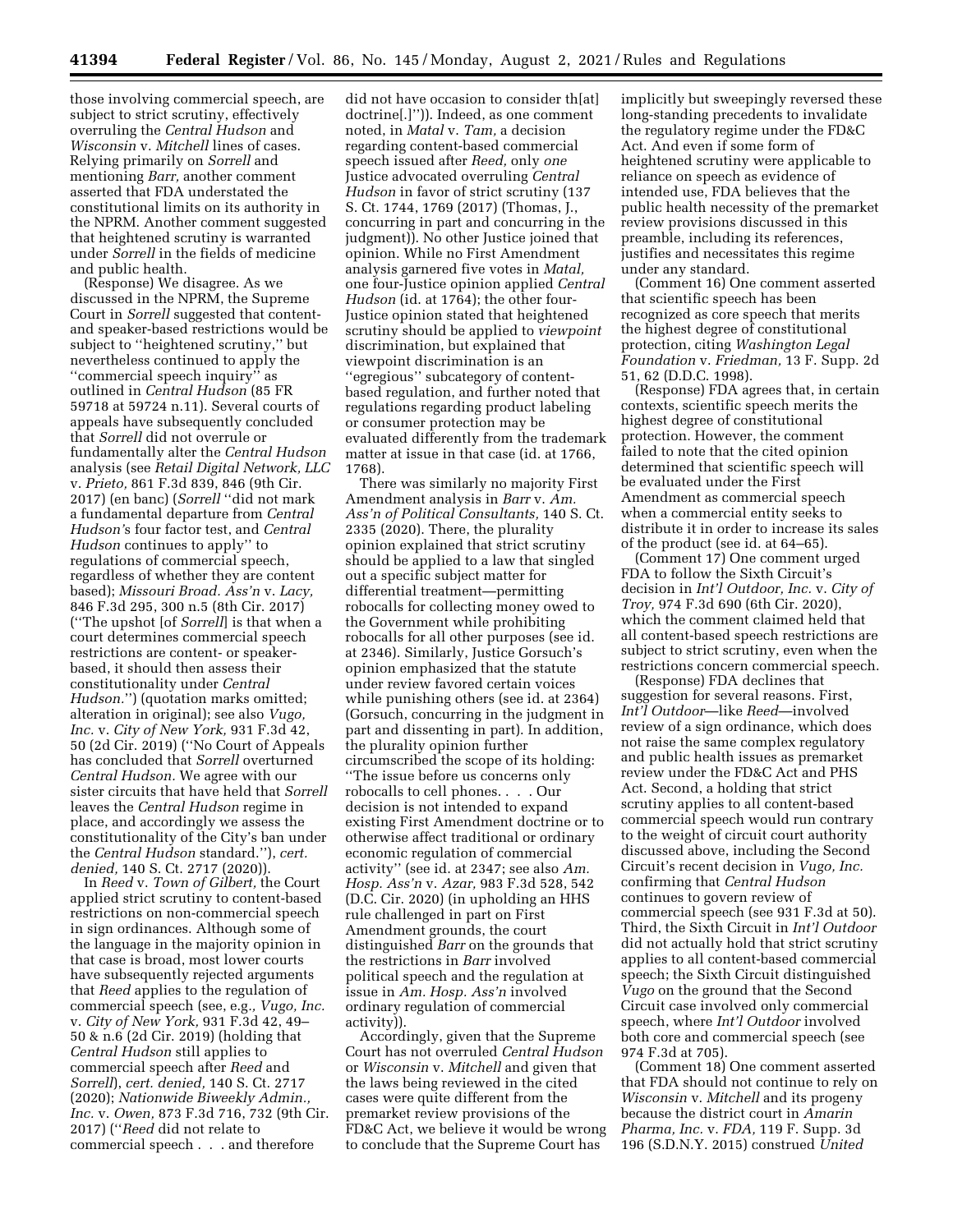those involving commercial speech, are subject to strict scrutiny, effectively overruling the *Central Hudson* and *Wisconsin* v. *Mitchell* lines of cases. Relying primarily on *Sorrell* and mentioning *Barr,* another comment asserted that FDA understated the constitutional limits on its authority in the NPRM. Another comment suggested that heightened scrutiny is warranted under *Sorrell* in the fields of medicine and public health.

(Response) We disagree. As we discussed in the NPRM, the Supreme Court in *Sorrell* suggested that content- and speaker-based restrictions would be subject to ''heightened scrutiny,'' but nevertheless continued to apply the ''commercial speech inquiry'' as outlined in *Central Hudson* (85 FR 59718 at 59724 n.11). Several courts of appeals have subsequently concluded that *Sorrell* did not overrule or fundamentally alter the *Central Hudson* analysis (see *Retail Digital Network, LLC* v. *Prieto,* 861 F.3d 839, 846 (9th Cir. 2017) (en banc) (*Sorrell* ''did not mark a fundamental departure from *Central Hudson'*s four factor test, and *Central Hudson* continues to apply'' to regulations of commercial speech, regardless of whether they are content based); *Missouri Broad. Ass'n* v. *Lacy,* 846 F.3d 295, 300 n.5 (8th Cir. 2017) (''The upshot [of *Sorrell*] is that when a court determines commercial speech restrictions are content- or speaker-based, it should then assess their constitutionality under *Central Hudson.*'') (quotation marks omitted; alteration in original); see also *Vugo, Inc.* v. *City of New York,* 931 F.3d 42, 50 (2d Cir. 2019) (''No Court of Appeals has concluded that *Sorrell* overturned *Central Hudson.* We agree with our sister circuits that have held that *Sorrell* leaves the *Central Hudson* regime in place, and accordingly we assess the constitutionality of the City's ban under the *Central Hudson* standard.''), *cert. denied,* 140 S. Ct. 2717 (2020)).

In *Reed* v. *Town of Gilbert,* the Court applied strict scrutiny to content-based restrictions on non-commercial speech in sign ordinances. Although some of the language in the majority opinion in that case is broad, most lower courts have subsequently rejected arguments that *Reed* applies to the regulation of commercial speech (see, e.g., *Vugo, Inc.* v. *City of New York,* 931 F.3d 42, 49–50 & n.6 (2d Cir. 2019) (holding that *Central Hudson* still applies to commercial speech after *Reed* and *Sorrell*), *cert. denied,* 140 S. Ct. 2717 (2020); *Nationwide Biweekly Admin., Inc.* v. *Owen,* 873 F.3d 716, 732 (9th Cir. 2017) (''*Reed* did not relate to commercial speech . . . and therefore did not have occasion to consider th[at] doctrine[.]'')). Indeed, as one comment noted, in *Matal* v. *Tam,* a decision regarding content-based commercial speech issued after *Reed,* only *one* Justice advocated overruling *Central Hudson* in favor of strict scrutiny (137 S. Ct. 1744, 1769 (2017) (Thomas, J., concurring in part and concurring in the judgment)). No other Justice joined that opinion. While no First Amendment analysis garnered five votes in *Matal,* one four-Justice opinion applied *Central Hudson* (id. at 1764); the other four-Justice opinion stated that heightened scrutiny should be applied to *viewpoint* discrimination, but explained that viewpoint discrimination is an ''egregious'' subcategory of content-based regulation, and further noted that regulations regarding product labeling or consumer protection may be evaluated differently from the trademark matter at issue in that case (id. at 1766, 1768).

There was similarly no majority First Amendment analysis in *Barr* v. *Am. Ass'n of Political Consultants,* 140 S. Ct. 2335 (2020). There, the plurality opinion explained that strict scrutiny should be applied to a law that singled out a specific subject matter for differential treatment—permitting robocalls for collecting money owed to the Government while prohibiting robocalls for all other purposes (see id. at 2346). Similarly, Justice Gorsuch's opinion emphasized that the statute under review favored certain voices while punishing others (see id. at 2364) (Gorsuch, concurring in the judgment in part and dissenting in part). In addition, the plurality opinion further circumscribed the scope of its holding: ''The issue before us concerns only robocalls to cell phones. . . . Our decision is not intended to expand existing First Amendment doctrine or to otherwise affect traditional or ordinary economic regulation of commercial activity'' (see id. at 2347; see also *Am. Hosp. Ass'n* v. *Azar,* 983 F.3d 528, 542 (D.C. Cir. 2020) (in upholding an HHS rule challenged in part on First Amendment grounds, the court distinguished *Barr* on the grounds that the restrictions in *Barr* involved political speech and the regulation at issue in *Am. Hosp. Ass'n* involved ordinary regulation of commercial activity)).

Accordingly, given that the Supreme Court has not overruled *Central Hudson* or *Wisconsin* v. *Mitchell* and given that the laws being reviewed in the cited cases were quite different from the premarket review provisions of the FD&C Act, we believe it would be wrong to conclude that the Supreme Court has implicitly but sweepingly reversed these long-standing precedents to invalidate the regulatory regime under the FD&C Act. And even if some form of heightened scrutiny were applicable to reliance on speech as evidence of intended use, FDA believes that the public health necessity of the premarket review provisions discussed in this preamble, including its references, justifies and necessitates this regime under any standard.

(Comment 16) One comment asserted that scientific speech has been recognized as core speech that merits the highest degree of constitutional protection, citing *Washington Legal Foundation* v. *Friedman,* 13 F. Supp. 2d 51, 62 (D.D.C. 1998).

(Response) FDA agrees that, in certain contexts, scientific speech merits the highest degree of constitutional protection. However, the comment failed to note that the cited opinion determined that scientific speech will be evaluated under the First Amendment as commercial speech when a commercial entity seeks to distribute it in order to increase its sales of the product (see id. at 64–65).

(Comment 17) One comment urged FDA to follow the Sixth Circuit's decision in *Int'l Outdoor, Inc.* v. *City of Troy,* 974 F.3d 690 (6th Cir. 2020), which the comment claimed held that all content-based speech restrictions are subject to strict scrutiny, even when the restrictions concern commercial speech.

(Response) FDA declines that suggestion for several reasons. First, *Int'l Outdoor*—like *Reed*—involved review of a sign ordinance, which does not raise the same complex regulatory and public health issues as premarket review under the FD&C Act and PHS Act. Second, a holding that strict scrutiny applies to all content-based commercial speech would run contrary to the weight of circuit court authority discussed above, including the Second Circuit's recent decision in *Vugo, Inc.* confirming that *Central Hudson* continues to govern review of commercial speech (see 931 F.3d at 50). Third, the Sixth Circuit in *Int'l Outdoor* did not actually hold that strict scrutiny applies to all content-based commercial speech; the Sixth Circuit distinguished *Vugo* on the ground that the Second Circuit case involved only commercial speech, where *Int'l Outdoor* involved both core and commercial speech (see 974 F.3d at 705).

(Comment 18) One comment asserted that FDA should not continue to rely on *Wisconsin* v. *Mitchell* and its progeny because the district court in *Amarin Pharma, Inc.* v. *FDA,* 119 F. Supp. 3d 196 (S.D.N.Y. 2015) construed *United*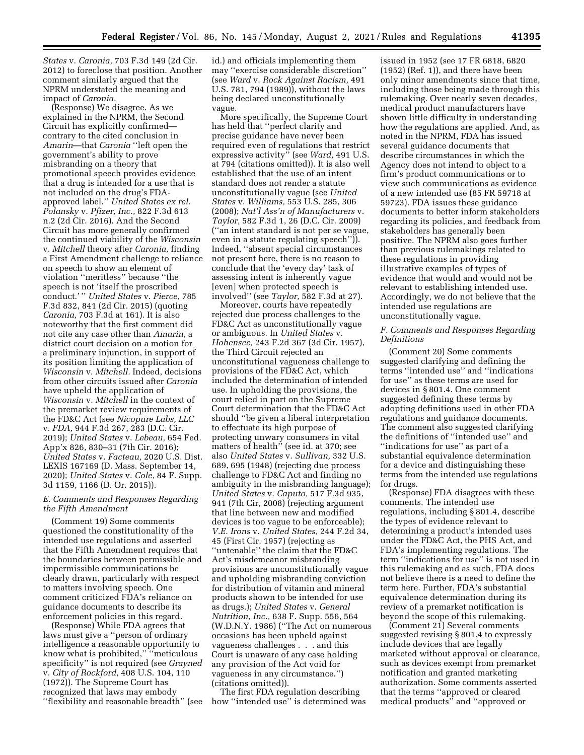*States* v. *Caronia,* 703 F.3d 149 (2d Cir. 2012) to foreclose that position. Another comment similarly argued that the NPRM understated the meaning and impact of *Caronia.*

(Response) We disagree. As we explained in the NPRM, the Second Circuit has explicitly confirmed—contrary to the cited conclusion in *Amarin*—that *Caronia* ''left open the government's ability to prove misbranding on a theory that promotional speech provides evidence that a drug is intended for a use that is not included on the drug's FDA-approved label.'' *United States ex rel. Polansky* v. *Pfizer, Inc.,* 822 F.3d 613 n.2 (2d Cir. 2016). And the Second Circuit has more generally confirmed the continued viability of the *Wisconsin* v. *Mitchell* theory after *Caronia,* finding a First Amendment challenge to reliance on speech to show an element of violation ''meritless'' because ''the speech is not 'itself the proscribed conduct.' '' *United States* v. *Pierce,* 785 F.3d 832, 841 (2d Cir. 2015) (quoting *Caronia,* 703 F.3d at 161). It is also noteworthy that the first comment did not cite any case other than *Amarin,* a district court decision on a motion for a preliminary injunction, in support of its position limiting the application of *Wisconsin* v. *Mitchell.* Indeed, decisions from other circuits issued after *Caronia* have upheld the application of *Wisconsin* v. *Mitchell* in the context of the premarket review requirements of the FD&C Act (see *Nicopure Labs, LLC* v. *FDA,* 944 F.3d 267, 283 (D.C. Cir. 2019); *United States* v. *Lebeau,* 654 Fed. App'x 826, 830–31 (7th Cir. 2016); *United States* v. *Facteau,* 2020 U.S. Dist. LEXIS 167169 (D. Mass. September 14, 2020); *United States* v. *Cole,* 84 F. Supp. 3d 1159, 1166 (D. Or. 2015)).

### *E. Comments and Responses Regarding the Fifth Amendment*

(Comment 19) Some comments questioned the constitutionality of the intended use regulations and asserted that the Fifth Amendment requires that the boundaries between permissible and impermissible communications be clearly drawn, particularly with respect to matters involving speech. One comment criticized FDA's reliance on guidance documents to describe its enforcement policies in this regard.

(Response) While FDA agrees that laws must give a ''person of ordinary intelligence a reasonable opportunity to know what is prohibited,'' ''meticulous specificity'' is not required (see *Grayned* v. *City of Rockford,* 408 U.S. 104, 110 (1972)). The Supreme Court has recognized that laws may embody ''flexibility and reasonable breadth'' (see id.) and officials implementing them may ''exercise considerable discretion'' (see *Ward* v. *Rock Against Racism,* 491 U.S. 781, 794 (1989)), without the laws being declared unconstitutionally vague.

More specifically, the Supreme Court has held that ''perfect clarity and precise guidance have never been required even of regulations that restrict expressive activity'' (see *Ward,* 491 U.S. at 794 (citations omitted)). It is also well established that the use of an intent standard does not render a statute unconstitutionally vague (see *United States* v. *Williams,* 553 U.S. 285, 306 (2008); *Nat'l Ass'n of Manufacturers* v. *Taylor,* 582 F.3d 1, 26 (D.C. Cir. 2009) (''an intent standard is not per se vague, even in a statute regulating speech'')). Indeed, ''absent special circumstances not present here, there is no reason to conclude that the 'every day' task of assessing intent is inherently vague [even] when protected speech is involved'' (see *Taylor,* 582 F.3d at 27).

Moreover, courts have repeatedly rejected due process challenges to the FD&C Act as unconstitutionally vague or ambiguous. In *United States* v. *Hohensee,* 243 F.2d 367 (3d Cir. 1957), the Third Circuit rejected an unconstitutional vagueness challenge to provisions of the FD&C Act, which included the determination of intended use. In upholding the provisions, the court relied in part on the Supreme Court determination that the FD&C Act should ''be given a liberal interpretation to effectuate its high purpose of protecting unwary consumers in vital matters of health'' (see id. at 370; see also *United States* v. *Sullivan,* 332 U.S. 689, 695 (1948) (rejecting due process challenge to FD&C Act and finding no ambiguity in the misbranding language); *United States* v. *Caputo,* 517 F.3d 935, 941 (7th Cir, 2008) (rejecting argument that line between new and modified devices is too vague to be enforceable); *V.E. Irons* v. *United States,* 244 F.2d 34, 45 (First Cir. 1957) (rejecting as ''untenable'' the claim that the FD&C Act's misdemeanor misbranding provisions are unconstitutionally vague and upholding misbranding conviction for distribution of vitamin and mineral products shown to be intended for use as drugs.); *United States* v. *General Nutrition, Inc.,* 638 F. Supp. 556, 564 (W.D.N.Y. 1986) (''The Act on numerous occasions has been upheld against vagueness challenges . . . and this Court is unaware of any case holding any provision of the Act void for vagueness in any circumstance.'') (citations omitted)).

The first FDA regulation describing how ''intended use'' is determined was issued in 1952 (see 17 FR 6818, 6820 (1952) (Ref. 1)), and there have been only minor amendments since that time, including those being made through this rulemaking. Over nearly seven decades, medical product manufacturers have shown little difficulty in understanding how the regulations are applied. And, as noted in the NPRM, FDA has issued several guidance documents that describe circumstances in which the Agency does not intend to object to a firm's product communications or to view such communications as evidence of a new intended use (85 FR 59718 at 59723). FDA issues these guidance documents to better inform stakeholders regarding its policies, and feedback from stakeholders has generally been positive. The NPRM also goes further than previous rulemakings related to these regulations in providing illustrative examples of types of evidence that would and would not be relevant to establishing intended use. Accordingly, we do not believe that the intended use regulations are unconstitutionally vague.

### *F. Comments and Responses Regarding Definitions*

(Comment 20) Some comments suggested clarifying and defining the terms ''intended use'' and ''indications for use'' as these terms are used for devices in § 801.4. One comment suggested defining these terms by adopting definitions used in other FDA regulations and guidance documents. The comment also suggested clarifying the definitions of ''intended use'' and ''indications for use'' as part of a substantial equivalence determination for a device and distinguishing these terms from the intended use regulations for drugs.

(Response) FDA disagrees with these comments. The intended use regulations, including § 801.4, describe the types of evidence relevant to determining a product's intended uses under the FD&C Act, the PHS Act, and FDA's implementing regulations. The term ''indications for use'' is not used in this rulemaking and as such, FDA does not believe there is a need to define the term here. Further, FDA's substantial equivalence determination during its review of a premarket notification is beyond the scope of this rulemaking.

(Comment 21) Several comments suggested revising § 801.4 to expressly include devices that are legally marketed without approval or clearance, such as devices exempt from premarket notification and granted marketing authorization. Some comments asserted that the terms ''approved or cleared medical products'' and ''approved or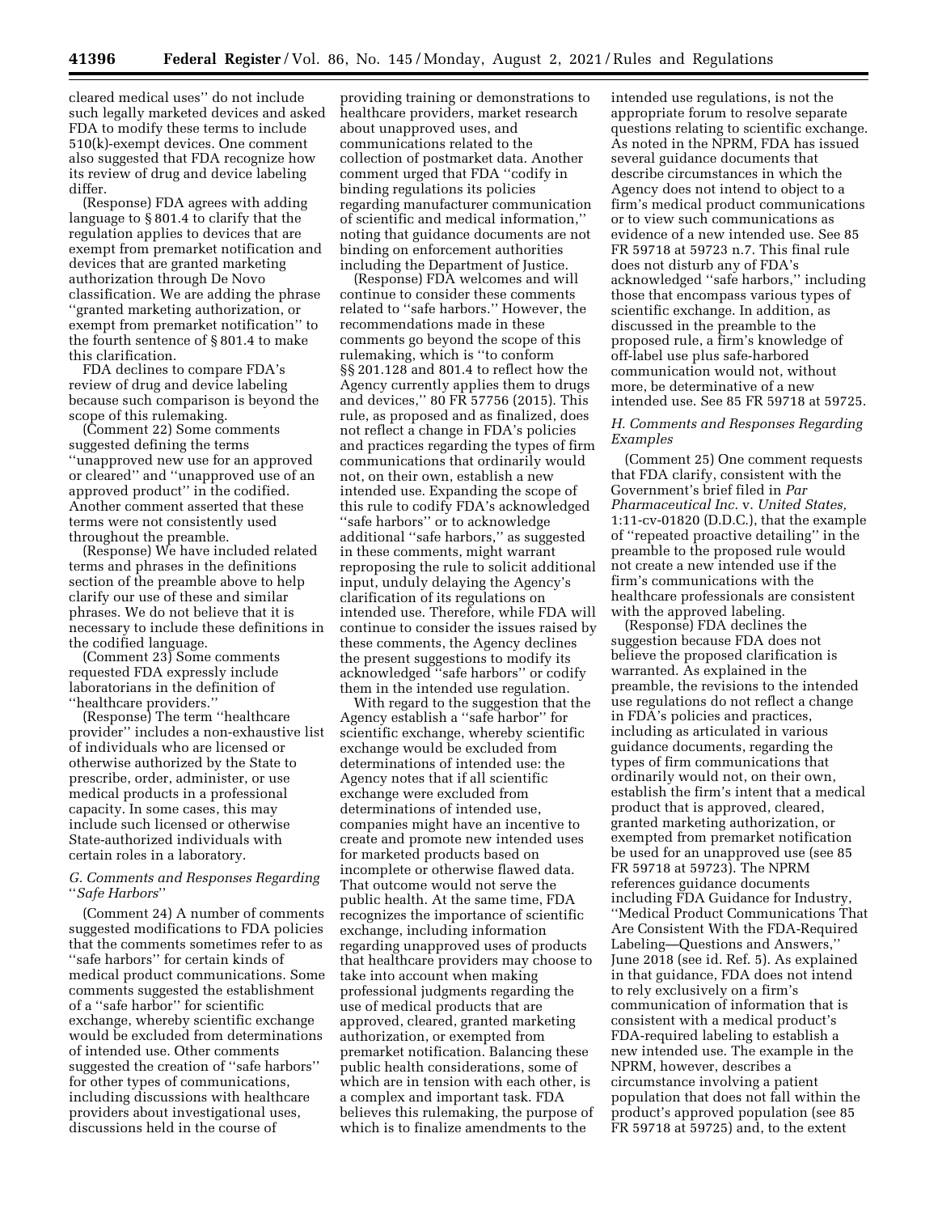cleared medical uses'' do not include such legally marketed devices and asked FDA to modify these terms to include 510(k)-exempt devices. One comment also suggested that FDA recognize how its review of drug and device labeling differ.

(Response) FDA agrees with adding language to § 801.4 to clarify that the regulation applies to devices that are exempt from premarket notification and devices that are granted marketing authorization through De Novo classification. We are adding the phrase ''granted marketing authorization, or exempt from premarket notification'' to the fourth sentence of § 801.4 to make this clarification.

FDA declines to compare FDA's review of drug and device labeling because such comparison is beyond the scope of this rulemaking.

(Comment 22) Some comments suggested defining the terms ''unapproved new use for an approved or cleared'' and ''unapproved use of an approved product'' in the codified. Another comment asserted that these terms were not consistently used throughout the preamble.

(Response) We have included related terms and phrases in the definitions section of the preamble above to help clarify our use of these and similar phrases. We do not believe that it is necessary to include these definitions in the codified language.

(Comment 23) Some comments requested FDA expressly include laboratorians in the definition of ''healthcare providers.''

(Response) The term ''healthcare provider'' includes a non-exhaustive list of individuals who are licensed or otherwise authorized by the State to prescribe, order, administer, or use medical products in a professional capacity. In some cases, this may include such licensed or otherwise State-authorized individuals with certain roles in a laboratory.

### G. Comments and Responses Regarding ''Safe Harbors''

(Comment 24) A number of comments suggested modifications to FDA policies that the comments sometimes refer to as ''safe harbors'' for certain kinds of medical product communications. Some comments suggested the establishment of a ''safe harbor'' for scientific exchange, whereby scientific exchange would be excluded from determinations of intended use. Other comments suggested the creation of ''safe harbors'' for other types of communications, including discussions with healthcare providers about investigational uses, discussions held in the course of providing training or demonstrations to healthcare providers, market research about unapproved uses, and communications related to the collection of postmarket data. Another comment urged that FDA ''codify in binding regulations its policies regarding manufacturer communication of scientific and medical information,'' noting that guidance documents are not binding on enforcement authorities including the Department of Justice.

(Response) FDA welcomes and will continue to consider these comments related to ''safe harbors.'' However, the recommendations made in these comments go beyond the scope of this rulemaking, which is ''to conform §§ 201.128 and 801.4 to reflect how the Agency currently applies them to drugs and devices,'' 80 FR 57756 (2015). This rule, as proposed and as finalized, does not reflect a change in FDA's policies and practices regarding the types of firm communications that ordinarily would not, on their own, establish a new intended use. Expanding the scope of this rule to codify FDA's acknowledged ''safe harbors'' or to acknowledge additional ''safe harbors,'' as suggested in these comments, might warrant reproposing the rule to solicit additional input, unduly delaying the Agency's clarification of its regulations on intended use. Therefore, while FDA will continue to consider the issues raised by these comments, the Agency declines the present suggestions to modify its acknowledged ''safe harbors'' or codify them in the intended use regulation.

With regard to the suggestion that the Agency establish a ''safe harbor'' for scientific exchange, whereby scientific exchange would be excluded from determinations of intended use: the Agency notes that if all scientific exchange were excluded from determinations of intended use, companies might have an incentive to create and promote new intended uses for marketed products based on incomplete or otherwise flawed data. That outcome would not serve the public health. At the same time, FDA recognizes the importance of scientific exchange, including information regarding unapproved uses of products that healthcare providers may choose to take into account when making professional judgments regarding the use of medical products that are approved, cleared, granted marketing authorization, or exempted from premarket notification. Balancing these public health considerations, some of which are in tension with each other, is a complex and important task. FDA believes this rulemaking, the purpose of which is to finalize amendments to the intended use regulations, is not the appropriate forum to resolve separate questions relating to scientific exchange. As noted in the NPRM, FDA has issued several guidance documents that describe circumstances in which the Agency does not intend to object to a firm's medical product communications or to view such communications as evidence of a new intended use. See 85 FR 59718 at 59723 n.7. This final rule does not disturb any of FDA's acknowledged ''safe harbors,'' including those that encompass various types of scientific exchange. In addition, as discussed in the preamble to the proposed rule, a firm's knowledge of off-label use plus safe-harbored communication would not, without more, be determinative of a new intended use. See 85 FR 59718 at 59725.

### H. Comments and Responses Regarding Examples

(Comment 25) One comment requests that FDA clarify, consistent with the Government's brief filed in *Par Pharmaceutical Inc.* v. *United States,* 1:11-cv-01820 (D.D.C.), that the example of ''repeated proactive detailing'' in the preamble to the proposed rule would not create a new intended use if the firm's communications with the healthcare professionals are consistent with the approved labeling.

(Response) FDA declines the suggestion because FDA does not believe the proposed clarification is warranted. As explained in the preamble, the revisions to the intended use regulations do not reflect a change in FDA's policies and practices, including as articulated in various guidance documents, regarding the types of firm communications that ordinarily would not, on their own, establish the firm's intent that a medical product that is approved, cleared, granted marketing authorization, or exempted from premarket notification be used for an unapproved use (see 85 FR 59718 at 59723). The NPRM references guidance documents including FDA Guidance for Industry, ''Medical Product Communications That Are Consistent With the FDA-Required Labeling—Questions and Answers,'' June 2018 (see id. Ref. 5). As explained in that guidance, FDA does not intend to rely exclusively on a firm's communication of information that is consistent with a medical product's FDA-required labeling to establish a new intended use. The example in the NPRM, however, describes a circumstance involving a patient population that does not fall within the product's approved population (see 85 FR 59718 at 59725) and, to the extent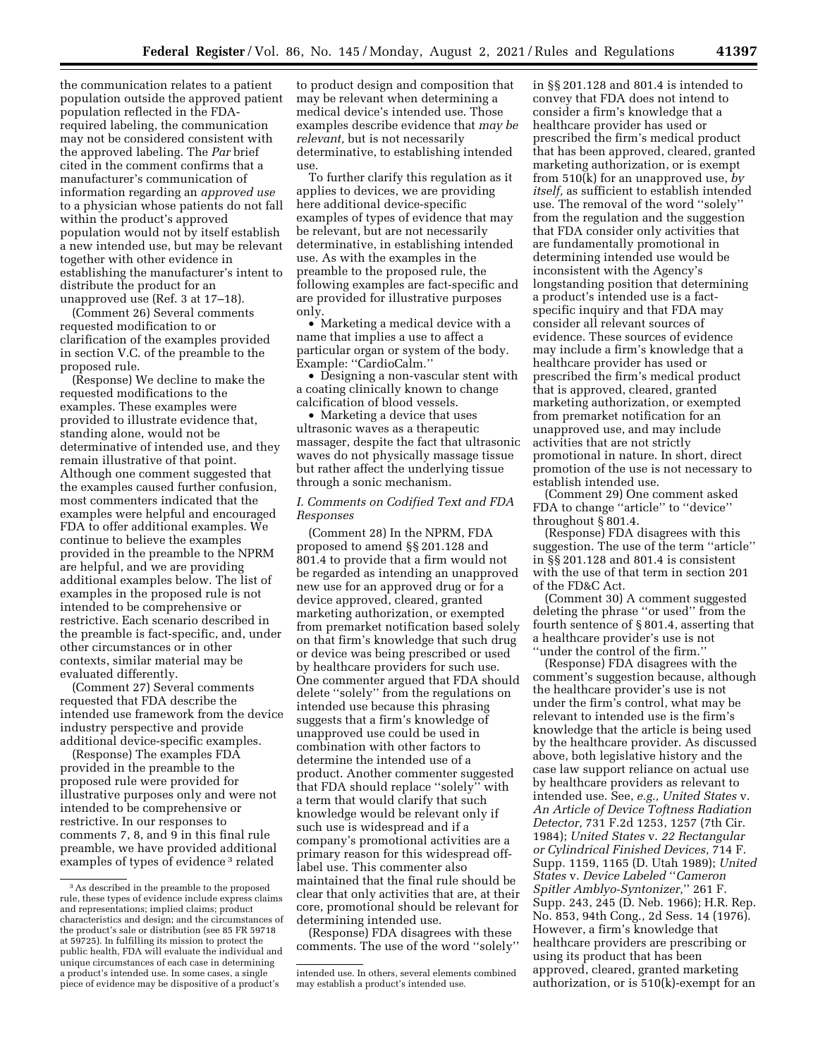the communication relates to a patient population outside the approved patient population reflected in the FDA-required labeling, the communication may not be considered consistent with the approved labeling. The *Par* brief cited in the comment confirms that a manufacturer's communication of information regarding an *approved use* to a physician whose patients do not fall within the product's approved population would not by itself establish a new intended use, but may be relevant together with other evidence in establishing the manufacturer's intent to distribute the product for an unapproved use (Ref. 3 at 17–18).

(Comment 26) Several comments requested modification to or clarification of the examples provided in section V.C. of the preamble to the proposed rule.

(Response) We decline to make the requested modifications to the examples. These examples were provided to illustrate evidence that, standing alone, would not be determinative of intended use, and they remain illustrative of that point. Although one comment suggested that the examples caused further confusion, most commenters indicated that the examples were helpful and encouraged FDA to offer additional examples. We continue to believe the examples provided in the preamble to the NPRM are helpful, and we are providing additional examples below. The list of examples in the proposed rule is not intended to be comprehensive or restrictive. Each scenario described in the preamble is fact-specific, and, under other circumstances or in other contexts, similar material may be evaluated differently.

(Comment 27) Several comments requested that FDA describe the intended use framework from the device industry perspective and provide additional device-specific examples.

(Response) The examples FDA provided in the preamble to the proposed rule were provided for illustrative purposes only and were not intended to be comprehensive or restrictive. In our responses to comments 7, 8, and 9 in this final rule preamble, we have provided additional examples of types of evidence [3] related to product design and composition that may be relevant when determining a medical device's intended use. Those examples describe evidence that *may be relevant,* but is not necessarily determinative, to establishing intended use.

To further clarify this regulation as it applies to devices, we are providing here additional device-specific examples of types of evidence that may be relevant, but are not necessarily determinative, in establishing intended use. As with the examples in the preamble to the proposed rule, the following examples are fact-specific and are provided for illustrative purposes only.

- Marketing a medical device with a name that implies a use to affect a particular organ or system of the body. Example: ''CardioCalm.''
- Designing a non-vascular stent with a coating clinically known to change calcification of blood vessels.
- Marketing a device that uses ultrasonic waves as a therapeutic massager, despite the fact that ultrasonic waves do not physically massage tissue but rather affect the underlying tissue through a sonic mechanism.

### *I. Comments on Codified Text and FDA Responses*

(Comment 28) In the NPRM, FDA proposed to amend §§ 201.128 and 801.4 to provide that a firm would not be regarded as intending an unapproved new use for an approved drug or for a device approved, cleared, granted marketing authorization, or exempted from premarket notification based solely on that firm's knowledge that such drug or device was being prescribed or used by healthcare providers for such use. One commenter argued that FDA should delete ''solely'' from the regulations on intended use because this phrasing suggests that a firm's knowledge of unapproved use could be used in combination with other factors to determine the intended use of a product. Another commenter suggested that FDA should replace ''solely'' with a term that would clarify that such knowledge would be relevant only if such use is widespread and if a company's promotional activities are a primary reason for this widespread off-label use. This commenter also maintained that the final rule should be clear that only activities that are, at their core, promotional should be relevant for determining intended use.

(Response) FDA disagrees with these comments. The use of the word ''solely'' in §§ 201.128 and 801.4 is intended to convey that FDA does not intend to consider a firm's knowledge that a healthcare provider has used or prescribed the firm's medical product that has been approved, cleared, granted marketing authorization, or is exempt from 510(k) for an unapproved use, *by itself,* as sufficient to establish intended use. The removal of the word ''solely'' from the regulation and the suggestion that FDA consider only activities that are fundamentally promotional in determining intended use would be inconsistent with the Agency's longstanding position that determining a product's intended use is a fact-specific inquiry and that FDA may consider all relevant sources of evidence. These sources of evidence may include a firm's knowledge that a healthcare provider has used or prescribed the firm's medical product that is approved, cleared, granted marketing authorization, or exempted from premarket notification for an unapproved use, and may include activities that are not strictly promotional in nature. In short, direct promotion of the use is not necessary to establish intended use.

(Comment 29) One comment asked FDA to change ''article'' to ''device'' throughout § 801.4.

(Response) FDA disagrees with this suggestion. The use of the term ''article'' in §§ 201.128 and 801.4 is consistent with the use of that term in section 201 of the FD&C Act.

(Comment 30) A comment suggested deleting the phrase ''or used'' from the fourth sentence of § 801.4, asserting that a healthcare provider's use is not ''under the control of the firm.''

(Response) FDA disagrees with the comment's suggestion because, although the healthcare provider's use is not under the firm's control, what may be relevant to intended use is the firm's knowledge that the article is being used by the healthcare provider. As discussed above, both legislative history and the case law support reliance on actual use by healthcare providers as relevant to intended use. See, *e.g., United States* v. *An Article of Device Toftness Radiation Detector,* 731 F.2d 1253, 1257 (7th Cir. 1984); *United States* v. *22 Rectangular or Cylindrical Finished Devices,* 714 F. Supp. 1159, 1165 (D. Utah 1989); *United States* v. *Device Labeled ''Cameron Spitler Amblyo-Syntonizer,''* 261 F. Supp. 243, 245 (D. Neb. 1966); H.R. Rep. No. 853, 94th Cong., 2d Sess. 14 (1976). However, a firm's knowledge that healthcare providers are prescribing or using its product that has been approved, cleared, granted marketing authorization, or is 510(k)-exempt for an

---

[3] As described in the preamble to the proposed rule, these types of evidence include express claims and representations; implied claims; product characteristics and design; and the circumstances of the product's sale or distribution (see 85 FR 59718 at 59725). In fulfilling its mission to protect the public health, FDA will evaluate the individual and unique circumstances of each case in determining a product's intended use. In some cases, a single piece of evidence may be dispositive of a product's intended use. In others, several elements combined may establish a product's intended use.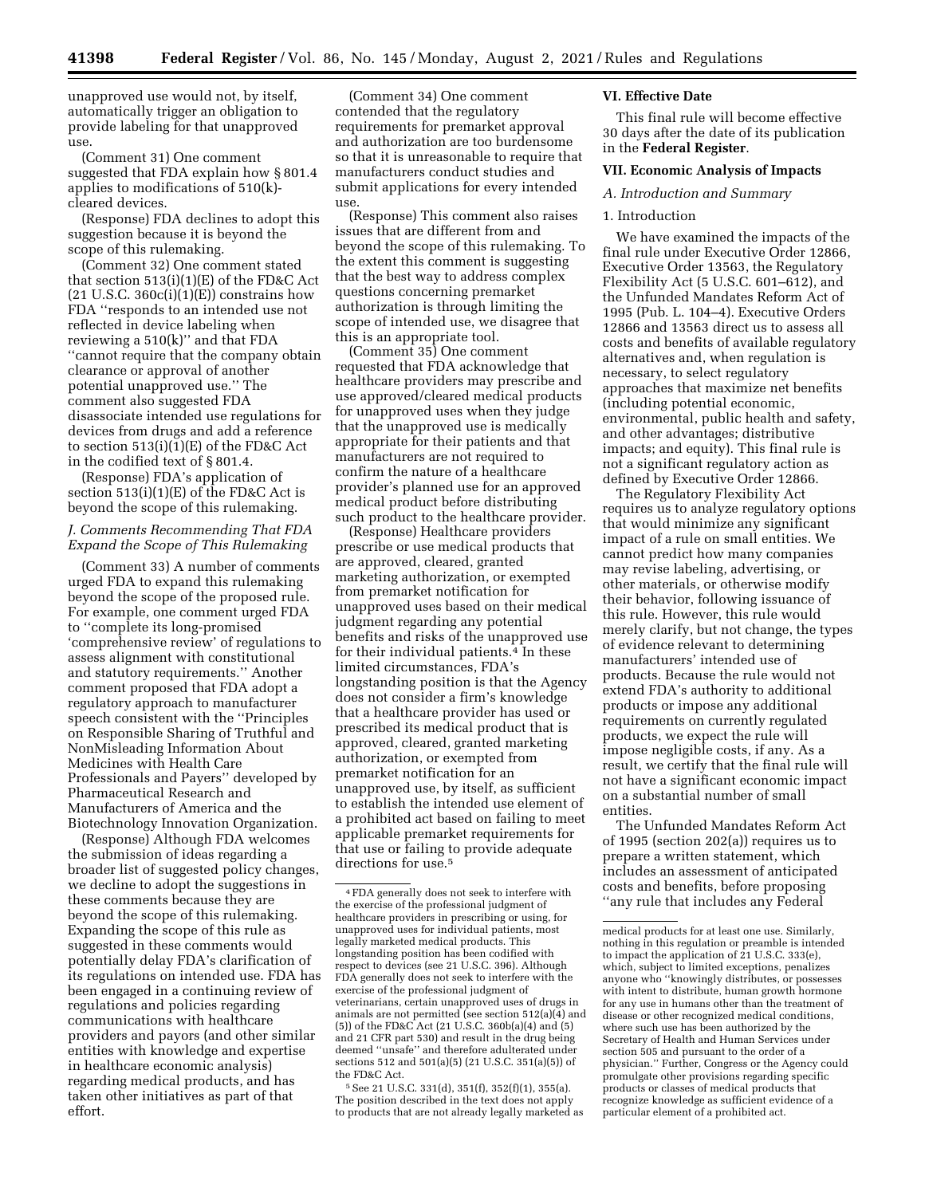unapproved use would not, by itself, automatically trigger an obligation to provide labeling for that unapproved use.

(Comment 31) One comment suggested that FDA explain how § 801.4 applies to modifications of 510(k)-cleared devices.

(Response) FDA declines to adopt this suggestion because it is beyond the scope of this rulemaking.

(Comment 32) One comment stated that section 513(i)(1)(E) of the FD&C Act (21 U.S.C. 360c(i)(1)(E)) constrains how FDA ''responds to an intended use not reflected in device labeling when reviewing a 510(k)'' and that FDA ''cannot require that the company obtain clearance or approval of another potential unapproved use.'' The comment also suggested FDA disassociate intended use regulations for devices from drugs and add a reference to section 513(i)(1)(E) of the FD&C Act in the codified text of § 801.4.

(Response) FDA's application of section 513(i)(1)(E) of the FD&C Act is beyond the scope of this rulemaking.

### *J. Comments Recommending That FDA Expand the Scope of This Rulemaking*

(Comment 33) A number of comments urged FDA to expand this rulemaking beyond the scope of the proposed rule. For example, one comment urged FDA to ''complete its long-promised 'comprehensive review' of regulations to assess alignment with constitutional and statutory requirements.'' Another comment proposed that FDA adopt a regulatory approach to manufacturer speech consistent with the ''Principles on Responsible Sharing of Truthful and NonMisleading Information About Medicines with Health Care Professionals and Payers'' developed by Pharmaceutical Research and Manufacturers of America and the Biotechnology Innovation Organization.

(Response) Although FDA welcomes the submission of ideas regarding a broader list of suggested policy changes, we decline to adopt the suggestions in these comments because they are beyond the scope of this rulemaking. Expanding the scope of this rule as suggested in these comments would potentially delay FDA's clarification of its regulations on intended use. FDA has been engaged in a continuing review of regulations and policies regarding communications with healthcare providers and payors (and other similar entities with knowledge and expertise in healthcare economic analysis) regarding medical products, and has taken other initiatives as part of that effort.

(Comment 34) One comment contended that the regulatory requirements for premarket approval and authorization are too burdensome so that it is unreasonable to require that manufacturers conduct studies and submit applications for every intended use.

(Response) This comment also raises issues that are different from and beyond the scope of this rulemaking. To the extent this comment is suggesting that the best way to address complex questions concerning premarket authorization is through limiting the scope of intended use, we disagree that this is an appropriate tool.

(Comment 35) One comment requested that FDA acknowledge that healthcare providers may prescribe and use approved/cleared medical products for unapproved uses when they judge that the unapproved use is medically appropriate for their patients and that manufacturers are not required to confirm the nature of a healthcare provider's planned use for an approved medical product before distributing such product to the healthcare provider.

(Response) Healthcare providers prescribe or use medical products that are approved, cleared, granted marketing authorization, or exempted from premarket notification for unapproved uses based on their medical judgment regarding any potential benefits and risks of the unapproved use for their individual patients.[4] In these limited circumstances, FDA's longstanding position is that the Agency does not consider a firm's knowledge that a healthcare provider has used or prescribed its medical product that is approved, cleared, granted marketing authorization, or exempted from premarket notification for an unapproved use, by itself, as sufficient to establish the intended use element of a prohibited act based on failing to meet applicable premarket requirements for that use or failing to provide adequate directions for use.[5]

## VI. Effective Date

This final rule will become effective 30 days after the date of its publication in the **Federal Register**.

## VII. Economic Analysis of Impacts

### *A. Introduction and Summary*

#### 1. Introduction

We have examined the impacts of the final rule under Executive Order 12866, Executive Order 13563, the Regulatory Flexibility Act (5 U.S.C. 601–612), and the Unfunded Mandates Reform Act of 1995 (Pub. L. 104–4). Executive Orders 12866 and 13563 direct us to assess all costs and benefits of available regulatory alternatives and, when regulation is necessary, to select regulatory approaches that maximize net benefits (including potential economic, environmental, public health and safety, and other advantages; distributive impacts; and equity). This final rule is not a significant regulatory action as defined by Executive Order 12866.

The Regulatory Flexibility Act requires us to analyze regulatory options that would minimize any significant impact of a rule on small entities. We cannot predict how many companies may revise labeling, advertising, or other materials, or otherwise modify their behavior, following issuance of this rule. However, this rule would merely clarify, but not change, the types of evidence relevant to determining manufacturers' intended use of products. Because the rule would not extend FDA's authority to additional products or impose any additional requirements on currently regulated products, we expect the rule will impose negligible costs, if any. As a result, we certify that the final rule will not have a significant economic impact on a substantial number of small entities.

The Unfunded Mandates Reform Act of 1995 (section 202(a)) requires us to prepare a written statement, which includes an assessment of anticipated costs and benefits, before proposing ''any rule that includes any Federal

---

[4] FDA generally does not seek to interfere with the exercise of the professional judgment of healthcare providers in prescribing or using, for unapproved uses for individual patients, most legally marketed medical products. This longstanding position has been codified with respect to devices (see 21 U.S.C. 396). Although FDA generally does not seek to interfere with the exercise of the professional judgment of veterinarians, certain unapproved uses of drugs in animals are not permitted (see section 512(a)(4) and (5)) of the FD&C Act (21 U.S.C. 360b(a)(4) and (5) and 21 CFR part 530) and result in the drug being deemed ''unsafe'' and therefore adulterated under sections 512 and 501(a)(5) (21 U.S.C. 351(a)(5)) of the FD&C Act.

[5] See 21 U.S.C. 331(d), 351(f), 352(f)(1), 355(a). The position described in the text does not apply to products that are not already legally marketed as medical products for at least one use. Similarly, nothing in this regulation or preamble is intended to impact the application of 21 U.S.C. 333(e), which, subject to limited exceptions, penalizes anyone who ''knowingly distributes, or possesses with intent to distribute, human growth hormone for any use in humans other than the treatment of disease or other recognized medical conditions, where such use has been authorized by the Secretary of Health and Human Services under section 505 and pursuant to the order of a physician.'' Further, Congress or the Agency could promulgate other provisions regarding specific products or classes of medical products that recognize knowledge as sufficient evidence of a particular element of a prohibited act.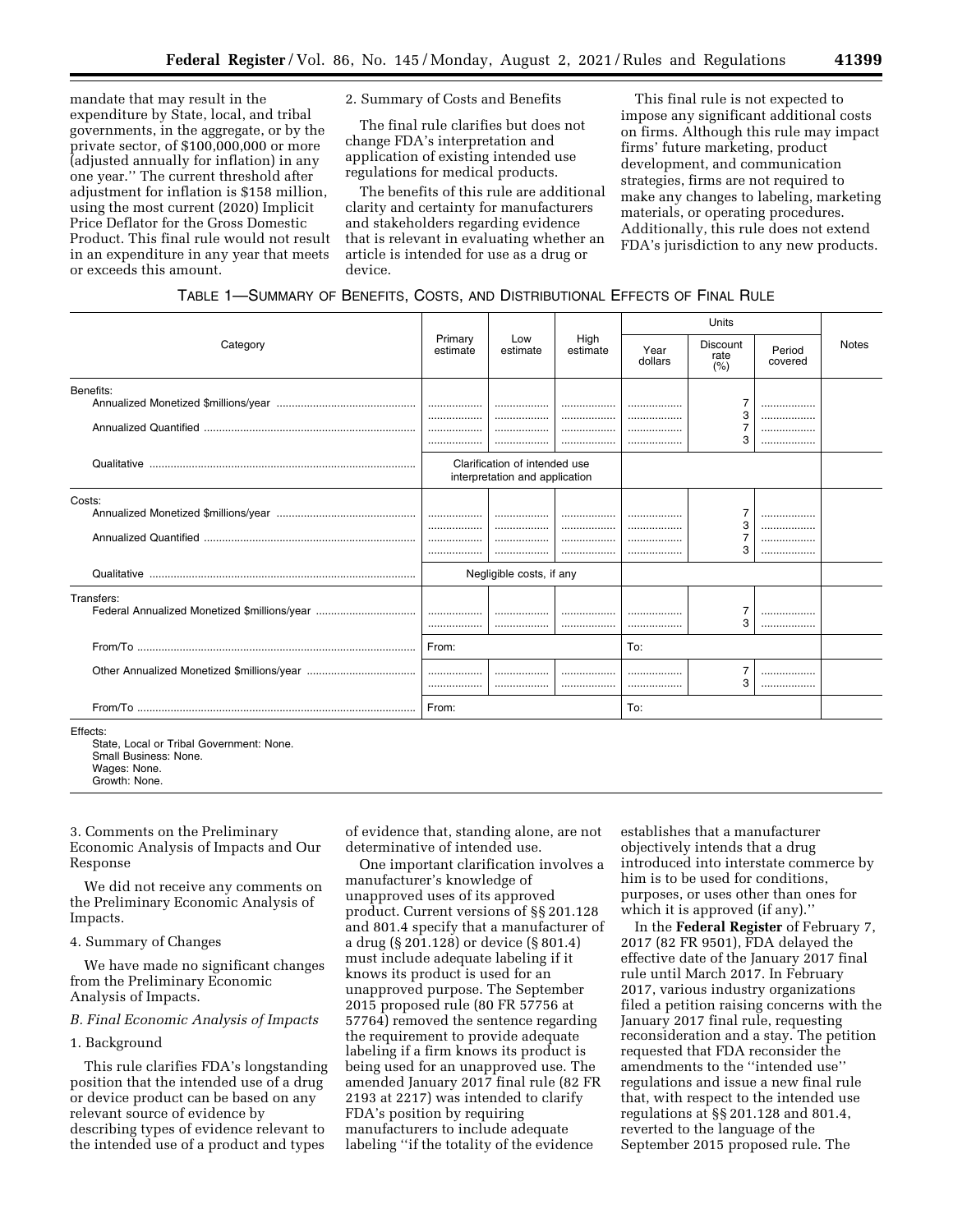mandate that may result in the expenditure by State, local, and tribal governments, in the aggregate, or by the private sector, of $100,000,000 or more (adjusted annually for inflation) in any one year.'' The current threshold after adjustment for inflation is $158 million, using the most current (2020) Implicit Price Deflator for the Gross Domestic Product. This final rule would not result in an expenditure in any year that meets or exceeds this amount.

2. Summary of Costs and Benefits

The final rule clarifies but does not change FDA's interpretation and application of existing intended use regulations for medical products.

The benefits of this rule are additional clarity and certainty for manufacturers and stakeholders regarding evidence that is relevant in evaluating whether an article is intended for use as a drug or device.

This final rule is not expected to impose any significant additional costs on firms. Although this rule may impact firms' future marketing, product development, and communication strategies, firms are not required to make any changes to labeling, marketing materials, or operating procedures. Additionally, this rule does not extend FDA's jurisdiction to any new products.

TABLE 1—SUMMARY OF BENEFITS, COSTS, AND DISTRIBUTIONAL EFFECTS OF FINAL RULE

| Category | Primary estimate | Low estimate | High estimate | Units | | | Notes |
|---|---|---|---|---|---|---|---|
| | | | | Year dollars | Discount rate (%) | Period covered | |
| **Benefits:** | | | | | | | |
| Annualized Monetized $millions/year | | | | | 7 | | |
| | | | | | 3 | | |
| Annualized Quantified | | | | | 7 | | |
| | | | | | 3 | | |
| Qualitative | Clarification of intended use interpretation and application | | | | | | |
| **Costs:** | | | | | | | |
| Annualized Monetized $millions/year | | | | | 7 | | |
| | | | | | 3 | | |
| Annualized Quantified | | | | | 7 | | |
| | | | | | 3 | | |
| Qualitative | Negligible costs, if any | | | | | | |
| **Transfers:** | | | | | | | |
| Federal Annualized Monetized $millions/year | | | | | 7 | | |
| | | | | | 3 | | |
| From/To | From: | | | To: | | | |
| Other Annualized Monetized $millions/year | | | | | 7 | | |
| | | | | | 3 | | |
| From/To | From: | | | To: | | | |

Effects:
State, Local or Tribal Government: None.
Small Business: None.
Wages: None.
Growth: None.

3. Comments on the Preliminary Economic Analysis of Impacts and Our Response

We did not receive any comments on the Preliminary Economic Analysis of Impacts.

4. Summary of Changes

We have made no significant changes from the Preliminary Economic Analysis of Impacts.

*B. Final Economic Analysis of Impacts*

1. Background

This rule clarifies FDA's longstanding position that the intended use of a drug or device product can be based on any relevant source of evidence by describing types of evidence relevant to the intended use of a product and types of evidence that, standing alone, are not determinative of intended use.

One important clarification involves a manufacturer's knowledge of unapproved uses of its approved product. Current versions of §§ 201.128 and 801.4 specify that a manufacturer of a drug (§ 201.128) or device (§ 801.4) must include adequate labeling if it knows its product is used for an unapproved purpose. The September 2015 proposed rule (80 FR 57756 at 57764) removed the sentence regarding the requirement to provide adequate labeling if a firm knows its product is being used for an unapproved use. The amended January 2017 final rule (82 FR 2193 at 2217) was intended to clarify FDA's position by requiring manufacturers to include adequate labeling ''if the totality of the evidence establishes that a manufacturer objectively intends that a drug introduced into interstate commerce by him is to be used for conditions, purposes, or uses other than ones for which it is approved (if any).''

In the **Federal Register** of February 7, 2017 (82 FR 9501), FDA delayed the effective date of the January 2017 final rule until March 2017. In February 2017, various industry organizations filed a petition raising concerns with the January 2017 final rule, requesting reconsideration and a stay. The petition requested that FDA reconsider the amendments to the ''intended use'' regulations and issue a new final rule that, with respect to the intended use regulations at §§ 201.128 and 801.4, reverted to the language of the September 2015 proposed rule. The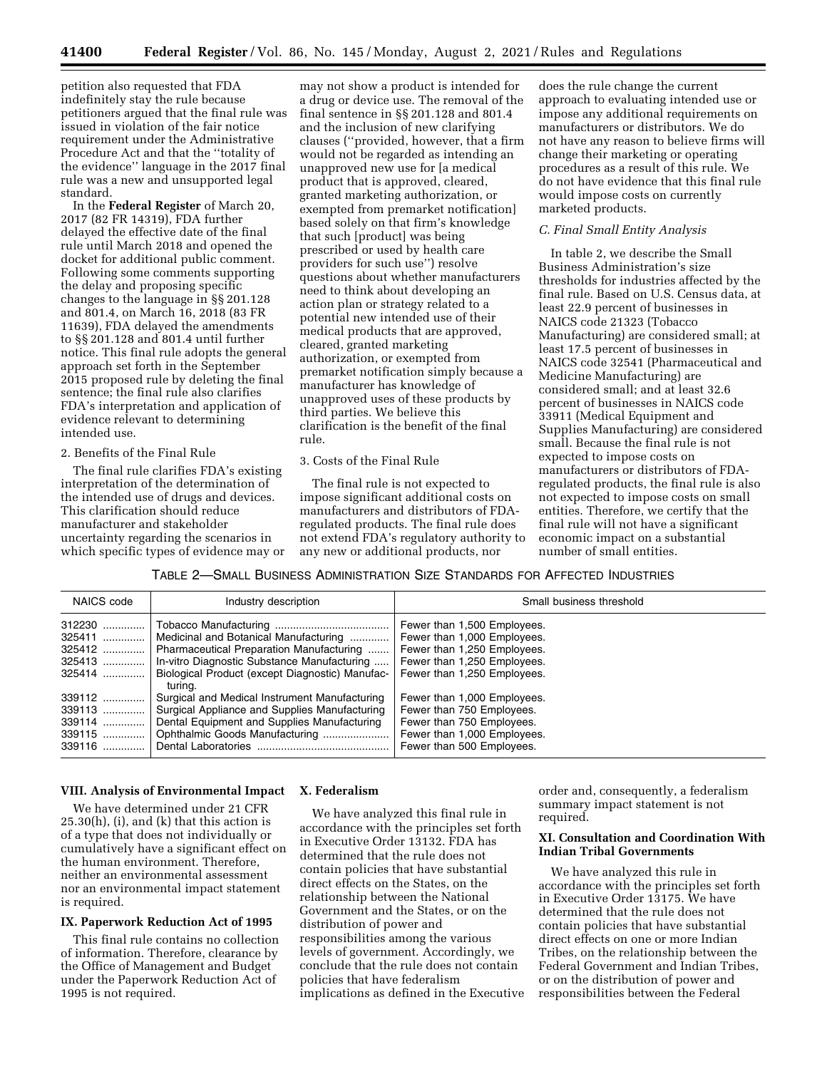petition also requested that FDA indefinitely stay the rule because petitioners argued that the final rule was issued in violation of the fair notice requirement under the Administrative Procedure Act and that the ''totality of the evidence'' language in the 2017 final rule was a new and unsupported legal standard.

In the **Federal Register** of March 20, 2017 (82 FR 14319), FDA further delayed the effective date of the final rule until March 2018 and opened the docket for additional public comment. Following some comments supporting the delay and proposing specific changes to the language in §§ 201.128 and 801.4, on March 16, 2018 (83 FR 11639), FDA delayed the amendments to §§ 201.128 and 801.4 until further notice. This final rule adopts the general approach set forth in the September 2015 proposed rule by deleting the final sentence; the final rule also clarifies FDA's interpretation and application of evidence relevant to determining intended use.

2. Benefits of the Final Rule

The final rule clarifies FDA's existing interpretation of the determination of the intended use of drugs and devices. This clarification should reduce manufacturer and stakeholder uncertainty regarding the scenarios in which specific types of evidence may or may not show a product is intended for a drug or device use. The removal of the final sentence in §§ 201.128 and 801.4 and the inclusion of new clarifying clauses (''provided, however, that a firm would not be regarded as intending an unapproved new use for [a medical product that is approved, cleared, granted marketing authorization, or exempted from premarket notification] based solely on that firm's knowledge that such [product] was being prescribed or used by health care providers for such use'') resolve questions about whether manufacturers need to think about developing an action plan or strategy related to a potential new intended use of their medical products that are approved, cleared, granted marketing authorization, or exempted from premarket notification simply because a manufacturer has knowledge of unapproved uses of these products by third parties. We believe this clarification is the benefit of the final rule.

3. Costs of the Final Rule

The final rule is not expected to impose significant additional costs on manufacturers and distributors of FDA-regulated products. The final rule does not extend FDA's regulatory authority to any new or additional products, nor does the rule change the current approach to evaluating intended use or impose any additional requirements on manufacturers or distributors. We do not have any reason to believe firms will change their marketing or operating procedures as a result of this rule. We do not have evidence that this final rule would impose costs on currently marketed products.

*C. Final Small Entity Analysis*

In table 2, we describe the Small Business Administration's size thresholds for industries affected by the final rule. Based on U.S. Census data, at least 22.9 percent of businesses in NAICS code 21323 (Tobacco Manufacturing) are considered small; at least 17.5 percent of businesses in NAICS code 32541 (Pharmaceutical and Medicine Manufacturing) are considered small; and at least 32.6 percent of businesses in NAICS code 33911 (Medical Equipment and Supplies Manufacturing) are considered small. Because the final rule is not expected to impose costs on manufacturers or distributors of FDA-regulated products, the final rule is also not expected to impose costs on small entities. Therefore, we certify that the final rule will not have a significant economic impact on a substantial number of small entities.

TABLE 2—SMALL BUSINESS ADMINISTRATION SIZE STANDARDS FOR AFFECTED INDUSTRIES

| NAICS code | Industry description | Small business threshold |
|---|---|---|
| 312230 | Tobacco Manufacturing | Fewer than 1,500 Employees. |
| 325411 | Medicinal and Botanical Manufacturing | Fewer than 1,000 Employees. |
| 325412 | Pharmaceutical Preparation Manufacturing | Fewer than 1,250 Employees. |
| 325413 | In-vitro Diagnostic Substance Manufacturing | Fewer than 1,250 Employees. |
| 325414 | Biological Product (except Diagnostic) Manufacturing. | Fewer than 1,250 Employees. |
| 339112 | Surgical and Medical Instrument Manufacturing | Fewer than 1,000 Employees. |
| 339113 | Surgical Appliance and Supplies Manufacturing | Fewer than 750 Employees. |
| 339114 | Dental Equipment and Supplies Manufacturing | Fewer than 750 Employees. |
| 339115 | Ophthalmic Goods Manufacturing | Fewer than 1,000 Employees. |
| 339116 | Dental Laboratories | Fewer than 500 Employees. |

## VIII. Analysis of Environmental Impact

We have determined under 21 CFR 25.30(h), (i), and (k) that this action is of a type that does not individually or cumulatively have a significant effect on the human environment. Therefore, neither an environmental assessment nor an environmental impact statement is required.

## IX. Paperwork Reduction Act of 1995

This final rule contains no collection of information. Therefore, clearance by the Office of Management and Budget under the Paperwork Reduction Act of 1995 is not required.

## X. Federalism

We have analyzed this final rule in accordance with the principles set forth in Executive Order 13132. FDA has determined that the rule does not contain policies that have substantial direct effects on the States, on the relationship between the National Government and the States, or on the distribution of power and responsibilities among the various levels of government. Accordingly, we conclude that the rule does not contain policies that have federalism implications as defined in the Executive order and, consequently, a federalism summary impact statement is not required.

## XI. Consultation and Coordination With Indian Tribal Governments

We have analyzed this rule in accordance with the principles set forth in Executive Order 13175. We have determined that the rule does not contain policies that have substantial direct effects on one or more Indian Tribes, on the relationship between the Federal Government and Indian Tribes, or on the distribution of power and responsibilities between the Federal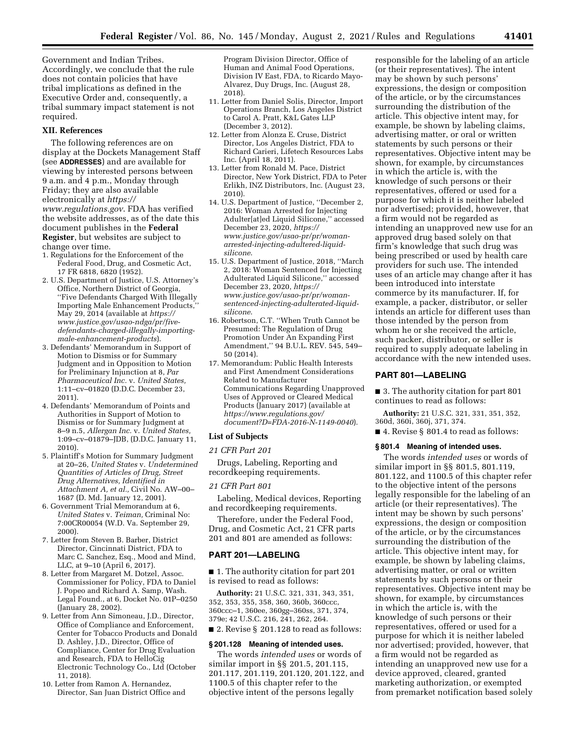Government and Indian Tribes. Accordingly, we conclude that the rule does not contain policies that have tribal implications as defined in the Executive Order and, consequently, a tribal summary impact statement is not required.

## XII. References

The following references are on display at the Dockets Management Staff (see **ADDRESSES**) and are available for viewing by interested persons between 9 a.m. and 4 p.m., Monday through Friday; they are also available electronically at *https://www.regulations.gov*. FDA has verified the website addresses, as of the date this document publishes in the **Federal Register**, but websites are subject to change over time.

1. Regulations for the Enforcement of the Federal Food, Drug, and Cosmetic Act, 17 FR 6818, 6820 (1952).
2. U.S. Department of Justice, U.S. Attorney's Office, Northern District of Georgia, ''Five Defendants Charged With Illegally Importing Male Enhancement Products,'' May 29, 2014 (available at *https://www.justice.gov/usao-ndga/pr/five-defendants-charged-illegally-importing-male-enhancement-products*).
3. Defendants' Memorandum in Support of Motion to Dismiss or for Summary Judgment and in Opposition to Motion for Preliminary Injunction at 8, *Par Pharmaceutical Inc.* v. *United States,* 1:11–cv–01820 (D.D.C. December 23, 2011).
4. Defendants' Memorandum of Points and Authorities in Support of Motion to Dismiss or for Summary Judgment at 8–9 n.5, *Allergan Inc.* v. *United States,* 1:09–cv–01879–JDB, (D.D.C. January 11, 2010).
5. Plaintiff's Motion for Summary Judgment at 20–26, *United States* v. *Undetermined Quantities of Articles of Drug, Street Drug Alternatives, Identified in Attachment A, et al.,* Civil No. AW–00–1687 (D. Md. January 12, 2001).
6. Government Trial Memorandum at 6, *United States* v. *Teiman,* Criminal No: 7:00CR00054 (W.D. Va. September 29, 2000).
7. Letter from Steven B. Barber, District Director, Cincinnati District, FDA to Marc C. Sanchez, Esq., Mood and Mind, LLC, at 9–10 (April 6, 2017).
8. Letter from Margaret M. Dotzel, Assoc. Commissioner for Policy, FDA to Daniel J. Popeo and Richard A. Samp, Wash. Legal Found., at 6, Docket No. 01P–0250 (January 28, 2002).
9. Letter from Ann Simoneau, J.D., Director, Office of Compliance and Enforcement, Center for Tobacco Products and Donald D. Ashley, J.D., Director, Office of Compliance, Center for Drug Evaluation and Research, FDA to HelloCig Electronic Technology Co., Ltd (October 11, 2018).
10. Letter from Ramon A. Hernandez, Director, San Juan District Office and Program Division Director, Office of Human and Animal Food Operations, Division IV East, FDA, to Ricardo Mayo-Alvarez, Duy Drugs, Inc. (August 28, 2018).
11. Letter from Daniel Solis, Director, Import Operations Branch, Los Angeles District to Carol A. Pratt, K&L Gates LLP (December 3, 2012).
12. Letter from Alonza E. Cruse, District Director, Los Angeles District, FDA to Richard Carieri, Lifetech Resources Labs Inc. (April 18, 2011).
13. Letter from Ronald M. Pace, District Director, New York District, FDA to Peter Erlikh, INZ Distributors, Inc. (August 23, 2010).
14. U.S. Department of Justice, ''December 2, 2016: Woman Arrested for Injecting Adulter[at]ed Liquid Silicone,'' accessed December 23, 2020, *https://www.justice.gov/usao-pr/pr/woman-arrested-injecting-adultered-liquid-silicone*.
15. U.S. Department of Justice, 2018, ''March 2, 2018: Woman Sentenced for Injecting Adulterated Liquid Silicone,'' accessed December 23, 2020, *https://www.justice.gov/usao-pr/pr/woman-sentenced-injecting-adulterated-liquid-silicone*.
16. Robertson, C.T. ''When Truth Cannot be Presumed: The Regulation of Drug Promotion Under An Expanding First Amendment,'' 94 B.U.L. REV. 545, 549–50 (2014).
17. Memorandum: Public Health Interests and First Amendment Considerations Related to Manufacturer Communications Regarding Unapproved Uses of Approved or Cleared Medical Products (January 2017) (available at *https://www.regulations.gov/document?D=FDA-2016-N-1149-0040*).

## List of Subjects

*21 CFR Part 201*

Drugs, Labeling, Reporting and recordkeeping requirements.

*21 CFR Part 801*

Labeling, Medical devices, Reporting and recordkeeping requirements.

Therefore, under the Federal Food, Drug, and Cosmetic Act, 21 CFR parts 201 and 801 are amended as follows:

## PART 201—LABELING

■ 1. The authority citation for part 201 is revised to read as follows:

**Authority:** 21 U.S.C. 321, 331, 343, 351, 352, 353, 355, 358, 360, 360b, 360ccc, 360ccc–1, 360ee, 360gg–360ss, 371, 374, 379e; 42 U.S.C. 216, 241, 262, 264.

■ 2. Revise § 201.128 to read as follows:

### § 201.128 Meaning of intended uses.

The words *intended uses* or words of similar import in §§ 201.5, 201.115, 201.117, 201.119, 201.120, 201.122, and 1100.5 of this chapter refer to the objective intent of the persons legally responsible for the labeling of an article (or their representatives). The intent may be shown by such persons' expressions, the design or composition of the article, or by the circumstances surrounding the distribution of the article. This objective intent may, for example, be shown by labeling claims, advertising matter, or oral or written statements by such persons or their representatives. Objective intent may be shown, for example, by circumstances in which the article is, with the knowledge of such persons or their representatives, offered or used for a purpose for which it is neither labeled nor advertised; provided, however, that a firm would not be regarded as intending an unapproved new use for an approved drug based solely on that firm's knowledge that such drug was being prescribed or used by health care providers for such use. The intended uses of an article may change after it has been introduced into interstate commerce by its manufacturer. If, for example, a packer, distributor, or seller intends an article for different uses than those intended by the person from whom he or she received the article, such packer, distributor, or seller is required to supply adequate labeling in accordance with the new intended uses.

## PART 801—LABELING

■ 3. The authority citation for part 801 continues to read as follows:

**Authority:** 21 U.S.C. 321, 331, 351, 352, 360d, 360i, 360j, 371, 374.

■ 4. Revise § 801.4 to read as follows:

### § 801.4 Meaning of intended uses.

The words *intended uses* or words of similar import in §§ 801.5, 801.119, 801.122, and 1100.5 of this chapter refer to the objective intent of the persons legally responsible for the labeling of an article (or their representatives). The intent may be shown by such persons' expressions, the design or composition of the article, or by the circumstances surrounding the distribution of the article. This objective intent may, for example, be shown by labeling claims, advertising matter, or oral or written statements by such persons or their representatives. Objective intent may be shown, for example, by circumstances in which the article is, with the knowledge of such persons or their representatives, offered or used for a purpose for which it is neither labeled nor advertised; provided, however, that a firm would not be regarded as intending an unapproved new use for a device approved, cleared, granted marketing authorization, or exempted from premarket notification based solely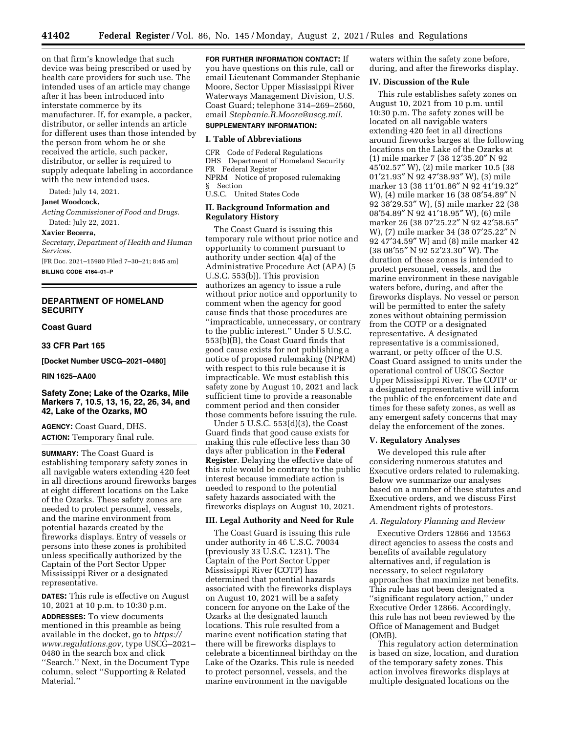on that firm's knowledge that such device was being prescribed or used by health care providers for such use. The intended uses of an article may change after it has been introduced into interstate commerce by its manufacturer. If, for example, a packer, distributor, or seller intends an article for different uses than those intended by the person from whom he or she received the article, such packer, distributor, or seller is required to supply adequate labeling in accordance with the new intended uses.

Dated: July 14, 2021.

**Janet Woodcock,**

*Acting Commissioner of Food and Drugs.*

Dated: July 22, 2021.

**Xavier Becerra,**

*Secretary, Department of Health and Human Services.*

[FR Doc. 2021–15980 Filed 7–30–21; 8:45 am]

**BILLING CODE 4164–01–P**

---

## DEPARTMENT OF HOMELAND SECURITY

### Coast Guard

### 33 CFR Part 165

**[Docket Number USCG–2021–0480]**

**RIN 1625–AA00**

### Safety Zone; Lake of the Ozarks, Mile Markers 7, 10.5, 13, 16, 22, 26, 34, and 42, Lake of the Ozarks, MO

**AGENCY:** Coast Guard, DHS.

**ACTION:** Temporary final rule.

**SUMMARY:** The Coast Guard is establishing temporary safety zones in all navigable waters extending 420 feet in all directions around fireworks barges at eight different locations on the Lake of the Ozarks. These safety zones are needed to protect personnel, vessels, and the marine environment from potential hazards created by the fireworks displays. Entry of vessels or persons into these zones is prohibited unless specifically authorized by the Captain of the Port Sector Upper Mississippi River or a designated representative.

**DATES:** This rule is effective on August 10, 2021 at 10 p.m. to 10:30 p.m.

**ADDRESSES:** To view documents mentioned in this preamble as being available in the docket, go to *https://www.regulations.gov,* type USCG–2021–0480 in the search box and click ''Search.'' Next, in the Document Type column, select ''Supporting & Related Material.''

**FOR FURTHER INFORMATION CONTACT:** If you have questions on this rule, call or email Lieutenant Commander Stephanie Moore, Sector Upper Mississippi River Waterways Management Division, U.S. Coast Guard; telephone 314–269–2560, email *Stephanie.R.Moore@uscg.mil.*

**SUPPLEMENTARY INFORMATION:**

### I. Table of Abbreviations

CFR Code of Federal Regulations
DHS Department of Homeland Security
FR Federal Register
NPRM Notice of proposed rulemaking
§ Section
U.S.C. United States Code

### II. Background Information and Regulatory History

The Coast Guard is issuing this temporary rule without prior notice and opportunity to comment pursuant to authority under section 4(a) of the Administrative Procedure Act (APA) (5 U.S.C. 553(b)). This provision authorizes an agency to issue a rule without prior notice and opportunity to comment when the agency for good cause finds that those procedures are ''impracticable, unnecessary, or contrary to the public interest.'' Under 5 U.S.C. 553(b)(B), the Coast Guard finds that good cause exists for not publishing a notice of proposed rulemaking (NPRM) with respect to this rule because it is impracticable. We must establish this safety zone by August 10, 2021 and lack sufficient time to provide a reasonable comment period and then consider those comments before issuing the rule.

Under 5 U.S.C. 553(d)(3), the Coast Guard finds that good cause exists for making this rule effective less than 30 days after publication in the **Federal Register**. Delaying the effective date of this rule would be contrary to the public interest because immediate action is needed to respond to the potential safety hazards associated with the fireworks displays on August 10, 2021.

### III. Legal Authority and Need for Rule

The Coast Guard is issuing this rule under authority in 46 U.S.C. 70034 (previously 33 U.S.C. 1231). The Captain of the Port Sector Upper Mississippi River (COTP) has determined that potential hazards associated with the fireworks displays on August 10, 2021 will be a safety concern for anyone on the Lake of the Ozarks at the designated launch locations. This rule resulted from a marine event notification stating that there will be fireworks displays to celebrate a bicentinneal birthday on the Lake of the Ozarks. This rule is needed to protect personnel, vessels, and the marine environment in the navigable waters within the safety zone before, during, and after the fireworks display.

### IV. Discussion of the Rule

This rule establishes safety zones on August 10, 2021 from 10 p.m. until 10:30 p.m. The safety zones will be located on all navigable waters extending 420 feet in all directions around fireworks barges at the following locations on the Lake of the Ozarks at (1) mile marker 7 (38 12′35.20″ N 92 45′02.57″ W), (2) mile marker 10.5 (38 01′21.93″ N 92 47′38.93″ W), (3) mile marker 13 (38 11′01.86″ N 92 41′19.32″ W), (4) mile marker 16 (38 08′54.89″ N 92 38′29.53″ W), (5) mile marker 22 (38 08′54.89″ N 92 41′18.95″ W), (6) mile marker 26 (38 07′25.22″ N 92 42′58.65″ W), (7) mile marker 34 (38 07′25.22″ N 92 47′34.59″ W) and (8) mile marker 42 (38 08′55″ N 92 52′23.30″ W). The duration of these zones is intended to protect personnel, vessels, and the marine environment in these navigable waters before, during, and after the fireworks displays. No vessel or person will be permitted to enter the safety zones without obtaining permission from the COTP or a designated representative. A designated representative is a commissioned, warrant, or petty officer of the U.S. Coast Guard assigned to units under the operational control of USCG Sector Upper Mississippi River. The COTP or a designated representative will inform the public of the enforcement date and times for these safety zones, as well as any emergent safety concerns that may delay the enforcement of the zones.

### V. Regulatory Analyses

We developed this rule after considering numerous statutes and Executive orders related to rulemaking. Below we summarize our analyses based on a number of these statutes and Executive orders, and we discuss First Amendment rights of protestors.

#### *A. Regulatory Planning and Review*

Executive Orders 12866 and 13563 direct agencies to assess the costs and benefits of available regulatory alternatives and, if regulation is necessary, to select regulatory approaches that maximize net benefits. This rule has not been designated a ''significant regulatory action,'' under Executive Order 12866. Accordingly, this rule has not been reviewed by the Office of Management and Budget (OMB).

This regulatory action determination is based on size, location, and duration of the temporary safety zones. This action involves fireworks displays at multiple designated locations on the